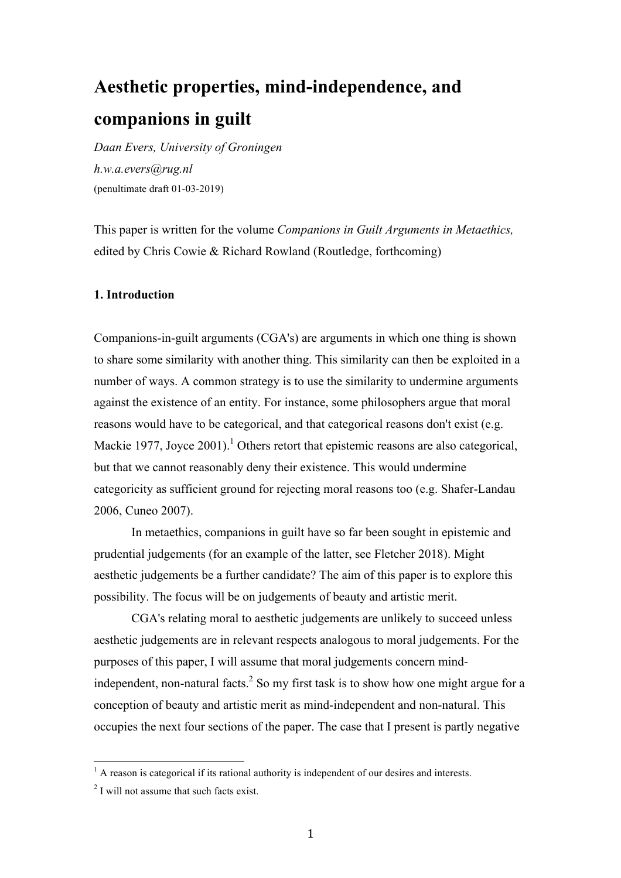# Aesthetic properties, mind-independence, and companions in guilt

*Daan Evers, University of Groningen*

*h.w.a.evers@rug.nl*

(penultimate draft 01-03-2019)

This paper is written for the volume *Companions in Guilt Arguments in Metaethics,* edited by Chris Cowie & Richard Rowland (Routledge, forthcoming)

## 1. Introduction

Companions-in-guilt arguments (CGA's) are arguments in which one thing is shown to share some similarity with another thing. This similarity can then be exploited in a number of ways. A common strategy is to use the similarity to undermine arguments against the existence of an entity. For instance, some philosophers argue that moral reasons would have to be categorical, and that categorical reasons don't exist (e.g. Mackie 1977, Joyce 2001).[1] Others retort that epistemic reasons are also categorical, but that we cannot reasonably deny their existence. This would undermine categoricity as sufficient ground for rejecting moral reasons too (e.g. Shafer-Landau 2006, Cuneo 2007).

In metaethics, companions in guilt have so far been sought in epistemic and prudential judgements (for an example of the latter, see Fletcher 2018). Might aesthetic judgements be a further candidate? The aim of this paper is to explore this possibility. The focus will be on judgements of beauty and artistic merit.

CGA's relating moral to aesthetic judgements are unlikely to succeed unless aesthetic judgements are in relevant respects analogous to moral judgements. For the purposes of this paper, I will assume that moral judgements concern mind-independent, non-natural facts.[2] So my first task is to show how one might argue for a conception of beauty and artistic merit as mind-independent and non-natural. This occupies the next four sections of the paper. The case that I present is partly negative

---

[1] A reason is categorical if its rational authority is independent of our desires and interests.

[2] I will not assume that such facts exist.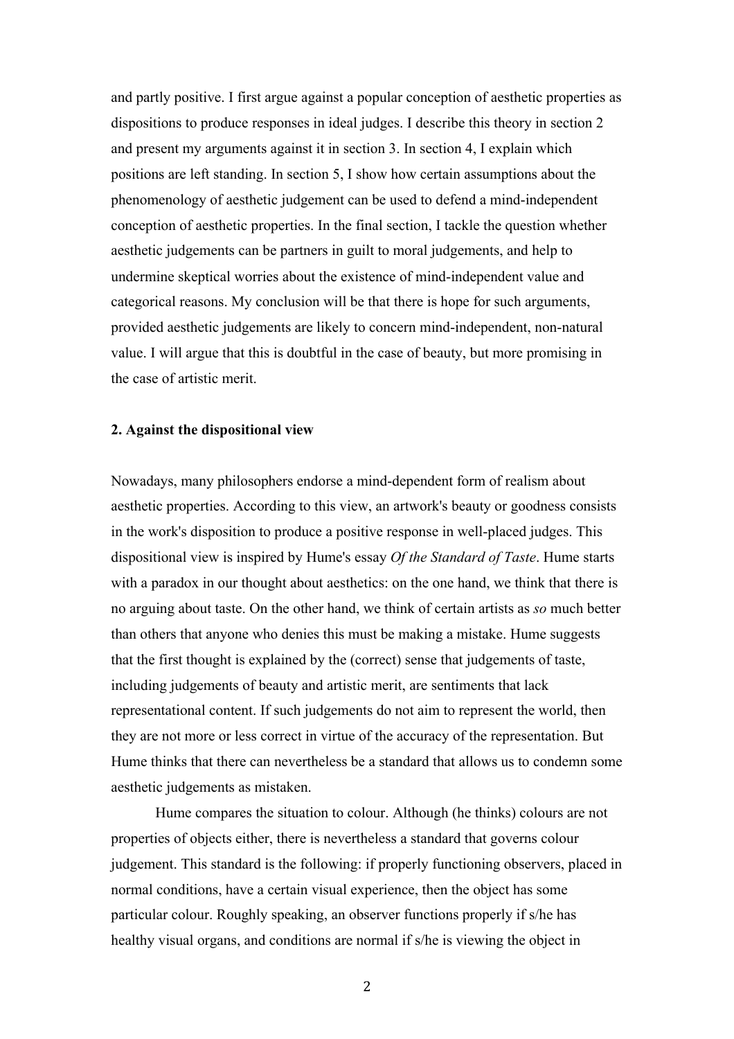and partly positive. I first argue against a popular conception of aesthetic properties as dispositions to produce responses in ideal judges. I describe this theory in section 2 and present my arguments against it in section 3. In section 4, I explain which positions are left standing. In section 5, I show how certain assumptions about the phenomenology of aesthetic judgement can be used to defend a mind-independent conception of aesthetic properties. In the final section, I tackle the question whether aesthetic judgements can be partners in guilt to moral judgements, and help to undermine skeptical worries about the existence of mind-independent value and categorical reasons. My conclusion will be that there is hope for such arguments, provided aesthetic judgements are likely to concern mind-independent, non-natural value. I will argue that this is doubtful in the case of beauty, but more promising in the case of artistic merit.

## 2. Against the dispositional view

Nowadays, many philosophers endorse a mind-dependent form of realism about aesthetic properties. According to this view, an artwork's beauty or goodness consists in the work's disposition to produce a positive response in well-placed judges. This dispositional view is inspired by Hume's essay *Of the Standard of Taste*. Hume starts with a paradox in our thought about aesthetics: on the one hand, we think that there is no arguing about taste. On the other hand, we think of certain artists as *so* much better than others that anyone who denies this must be making a mistake. Hume suggests that the first thought is explained by the (correct) sense that judgements of taste, including judgements of beauty and artistic merit, are sentiments that lack representational content. If such judgements do not aim to represent the world, then they are not more or less correct in virtue of the accuracy of the representation. But Hume thinks that there can nevertheless be a standard that allows us to condemn some aesthetic judgements as mistaken.

Hume compares the situation to colour. Although (he thinks) colours are not properties of objects either, there is nevertheless a standard that governs colour judgement. This standard is the following: if properly functioning observers, placed in normal conditions, have a certain visual experience, then the object has some particular colour. Roughly speaking, an observer functions properly if s/he has healthy visual organs, and conditions are normal if s/he is viewing the object in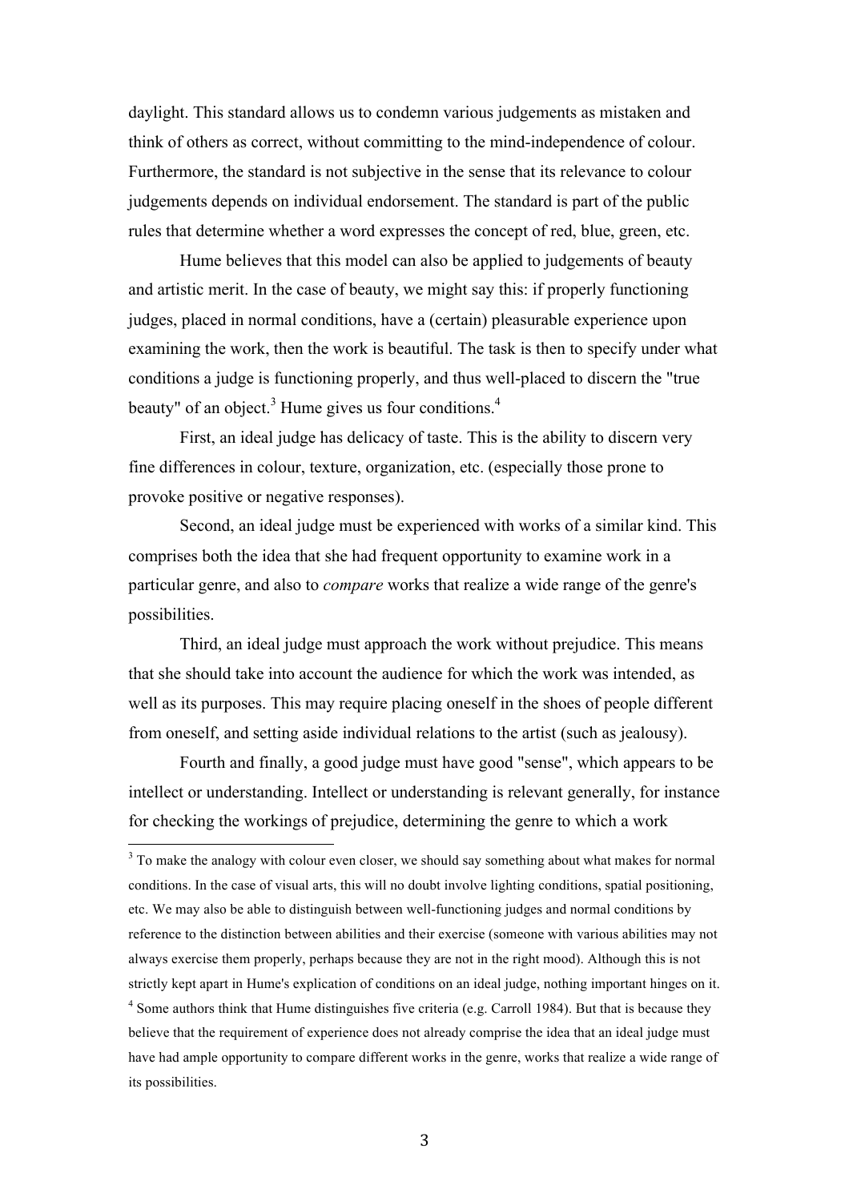daylight. This standard allows us to condemn various judgements as mistaken and think of others as correct, without committing to the mind-independence of colour. Furthermore, the standard is not subjective in the sense that its relevance to colour judgements depends on individual endorsement. The standard is part of the public rules that determine whether a word expresses the concept of red, blue, green, etc.

Hume believes that this model can also be applied to judgements of beauty and artistic merit. In the case of beauty, we might say this: if properly functioning judges, placed in normal conditions, have a (certain) pleasurable experience upon examining the work, then the work is beautiful. The task is then to specify under what conditions a judge is functioning properly, and thus well-placed to discern the "true beauty" of an object.[3] Hume gives us four conditions.[4]

First, an ideal judge has delicacy of taste. This is the ability to discern very fine differences in colour, texture, organization, etc. (especially those prone to provoke positive or negative responses).

Second, an ideal judge must be experienced with works of a similar kind. This comprises both the idea that she had frequent opportunity to examine work in a particular genre, and also to *compare* works that realize a wide range of the genre's possibilities.

Third, an ideal judge must approach the work without prejudice. This means that she should take into account the audience for which the work was intended, as well as its purposes. This may require placing oneself in the shoes of people different from oneself, and setting aside individual relations to the artist (such as jealousy).

Fourth and finally, a good judge must have good "sense", which appears to be intellect or understanding. Intellect or understanding is relevant generally, for instance for checking the workings of prejudice, determining the genre to which a work

---

[3] To make the analogy with colour even closer, we should say something about what makes for normal conditions. In the case of visual arts, this will no doubt involve lighting conditions, spatial positioning, etc. We may also be able to distinguish between well-functioning judges and normal conditions by reference to the distinction between abilities and their exercise (someone with various abilities may not always exercise them properly, perhaps because they are not in the right mood). Although this is not strictly kept apart in Hume's explication of conditions on an ideal judge, nothing important hinges on it.

[4] Some authors think that Hume distinguishes five criteria (e.g. Carroll 1984). But that is because they believe that the requirement of experience does not already comprise the idea that an ideal judge must have had ample opportunity to compare different works in the genre, works that realize a wide range of its possibilities.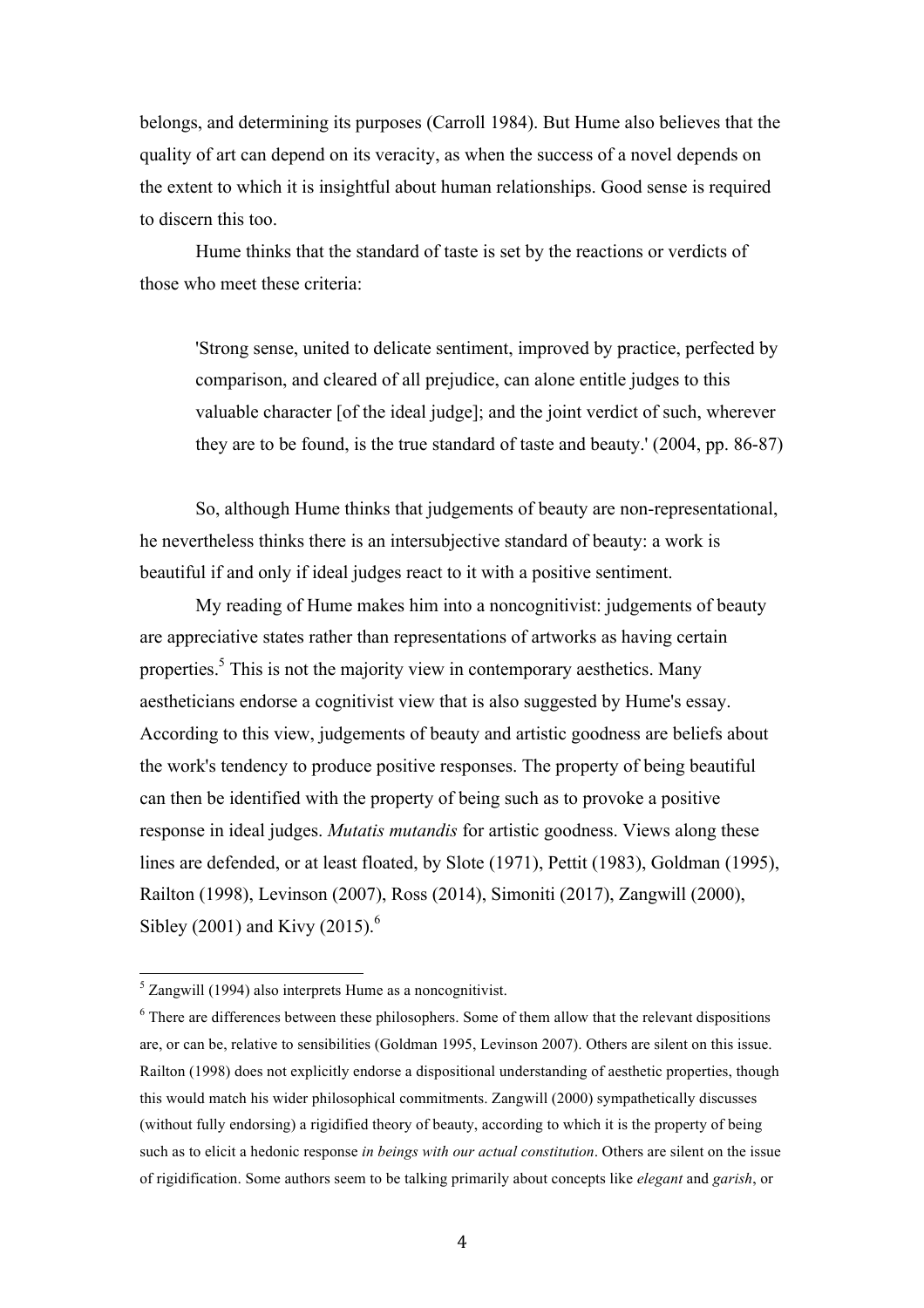belongs, and determining its purposes (Carroll 1984). But Hume also believes that the quality of art can depend on its veracity, as when the success of a novel depends on the extent to which it is insightful about human relationships. Good sense is required to discern this too.

Hume thinks that the standard of taste is set by the reactions or verdicts of those who meet these criteria:

> 'Strong sense, united to delicate sentiment, improved by practice, perfected by comparison, and cleared of all prejudice, can alone entitle judges to this valuable character [of the ideal judge]; and the joint verdict of such, wherever they are to be found, is the true standard of taste and beauty.' (2004, pp. 86-87)

So, although Hume thinks that judgements of beauty are non-representational, he nevertheless thinks there is an intersubjective standard of beauty: a work is beautiful if and only if ideal judges react to it with a positive sentiment.

My reading of Hume makes him into a noncognitivist: judgements of beauty are appreciative states rather than representations of artworks as having certain properties.[5] This is not the majority view in contemporary aesthetics. Many aestheticians endorse a cognitivist view that is also suggested by Hume's essay. According to this view, judgements of beauty and artistic goodness are beliefs about the work's tendency to produce positive responses. The property of being beautiful can then be identified with the property of being such as to provoke a positive response in ideal judges. *Mutatis mutandis* for artistic goodness. Views along these lines are defended, or at least floated, by Slote (1971), Pettit (1983), Goldman (1995), Railton (1998), Levinson (2007), Ross (2014), Simoniti (2017), Zangwill (2000), Sibley (2001) and Kivy (2015).[6]

---

[5] Zangwill (1994) also interprets Hume as a noncognitivist.

[6] There are differences between these philosophers. Some of them allow that the relevant dispositions are, or can be, relative to sensibilities (Goldman 1995, Levinson 2007). Others are silent on this issue. Railton (1998) does not explicitly endorse a dispositional understanding of aesthetic properties, though this would match his wider philosophical commitments. Zangwill (2000) sympathetically discusses (without fully endorsing) a rigidified theory of beauty, according to which it is the property of being such as to elicit a hedonic response *in beings with our actual constitution*. Others are silent on the issue of rigidification. Some authors seem to be talking primarily about concepts like *elegant* and *garish*, or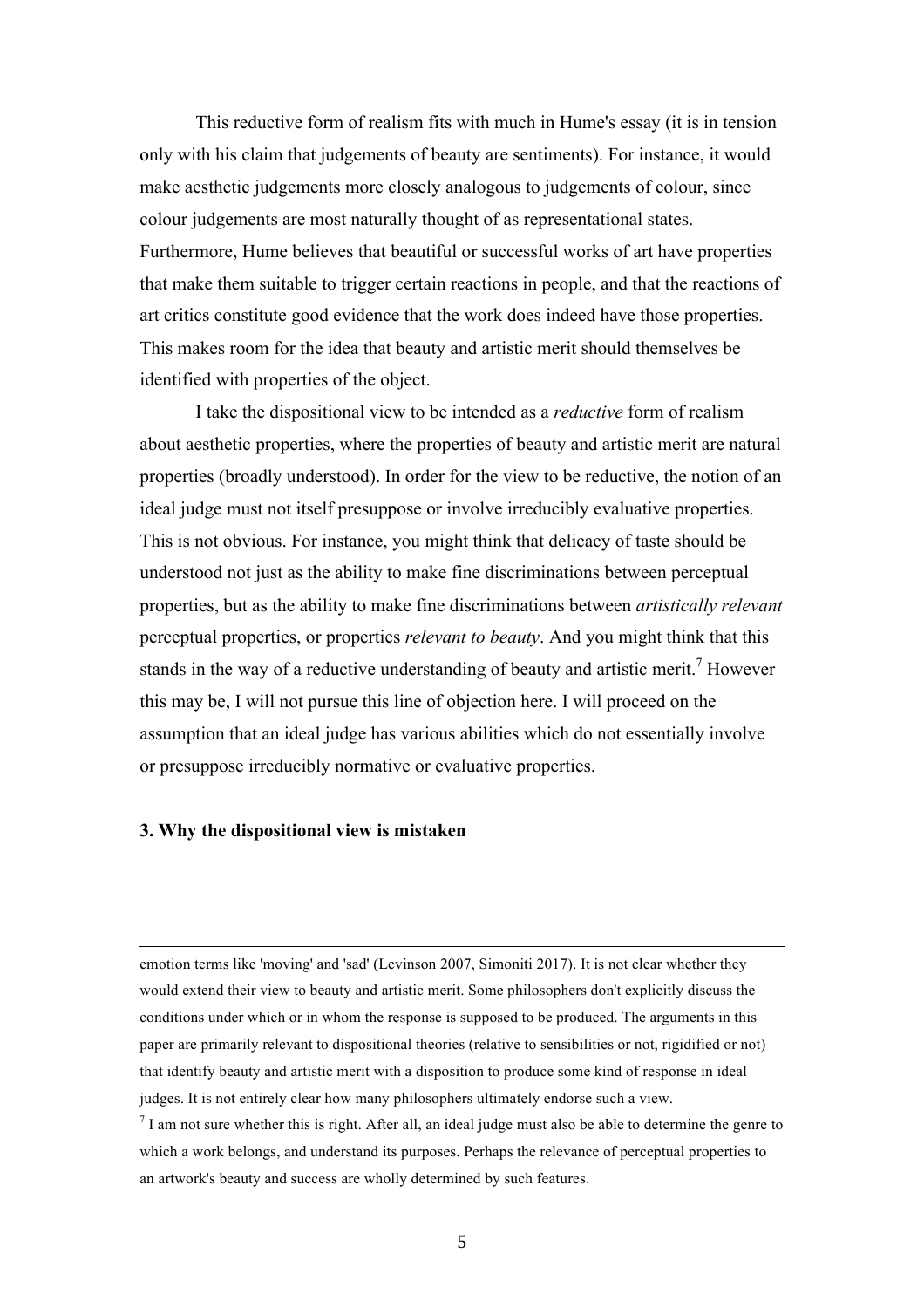This reductive form of realism fits with much in Hume's essay (it is in tension only with his claim that judgements of beauty are sentiments). For instance, it would make aesthetic judgements more closely analogous to judgements of colour, since colour judgements are most naturally thought of as representational states. Furthermore, Hume believes that beautiful or successful works of art have properties that make them suitable to trigger certain reactions in people, and that the reactions of art critics constitute good evidence that the work does indeed have those properties. This makes room for the idea that beauty and artistic merit should themselves be identified with properties of the object.

I take the dispositional view to be intended as a *reductive* form of realism about aesthetic properties, where the properties of beauty and artistic merit are natural properties (broadly understood). In order for the view to be reductive, the notion of an ideal judge must not itself presuppose or involve irreducibly evaluative properties. This is not obvious. For instance, you might think that delicacy of taste should be understood not just as the ability to make fine discriminations between perceptual properties, but as the ability to make fine discriminations between *artistically relevant* perceptual properties, or properties *relevant to beauty*. And you might think that this stands in the way of a reductive understanding of beauty and artistic merit.[7] However this may be, I will not pursue this line of objection here. I will proceed on the assumption that an ideal judge has various abilities which do not essentially involve or presuppose irreducibly normative or evaluative properties.

### 3. Why the dispositional view is mistaken

---

emotion terms like 'moving' and 'sad' (Levinson 2007, Simoniti 2017). It is not clear whether they would extend their view to beauty and artistic merit. Some philosophers don't explicitly discuss the conditions under which or in whom the response is supposed to be produced. The arguments in this paper are primarily relevant to dispositional theories (relative to sensibilities or not, rigidified or not) that identify beauty and artistic merit with a disposition to produce some kind of response in ideal judges. It is not entirely clear how many philosophers ultimately endorse such a view.

[7] I am not sure whether this is right. After all, an ideal judge must also be able to determine the genre to which a work belongs, and understand its purposes. Perhaps the relevance of perceptual properties to an artwork's beauty and success are wholly determined by such features.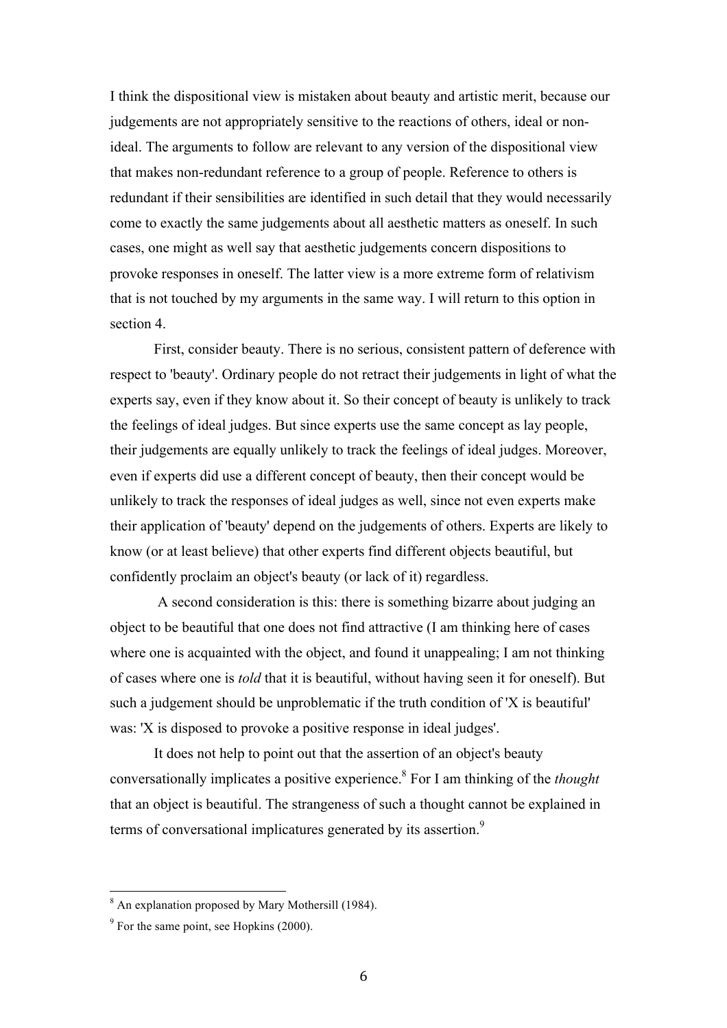I think the dispositional view is mistaken about beauty and artistic merit, because our judgements are not appropriately sensitive to the reactions of others, ideal or non-ideal. The arguments to follow are relevant to any version of the dispositional view that makes non-redundant reference to a group of people. Reference to others is redundant if their sensibilities are identified in such detail that they would necessarily come to exactly the same judgements about all aesthetic matters as oneself. In such cases, one might as well say that aesthetic judgements concern dispositions to provoke responses in oneself. The latter view is a more extreme form of relativism that is not touched by my arguments in the same way. I will return to this option in section 4.

First, consider beauty. There is no serious, consistent pattern of deference with respect to 'beauty'. Ordinary people do not retract their judgements in light of what the experts say, even if they know about it. So their concept of beauty is unlikely to track the feelings of ideal judges. But since experts use the same concept as lay people, their judgements are equally unlikely to track the feelings of ideal judges. Moreover, even if experts did use a different concept of beauty, then their concept would be unlikely to track the responses of ideal judges as well, since not even experts make their application of 'beauty' depend on the judgements of others. Experts are likely to know (or at least believe) that other experts find different objects beautiful, but confidently proclaim an object's beauty (or lack of it) regardless.

A second consideration is this: there is something bizarre about judging an object to be beautiful that one does not find attractive (I am thinking here of cases where one is acquainted with the object, and found it unappealing; I am not thinking of cases where one is *told* that it is beautiful, without having seen it for oneself). But such a judgement should be unproblematic if the truth condition of 'X is beautiful' was: 'X is disposed to provoke a positive response in ideal judges'.

It does not help to point out that the assertion of an object's beauty conversationally implicates a positive experience.[8] For I am thinking of the *thought* that an object is beautiful. The strangeness of such a thought cannot be explained in terms of conversational implicatures generated by its assertion.[9]

---

[8] An explanation proposed by Mary Mothersill (1984).

[9] For the same point, see Hopkins (2000).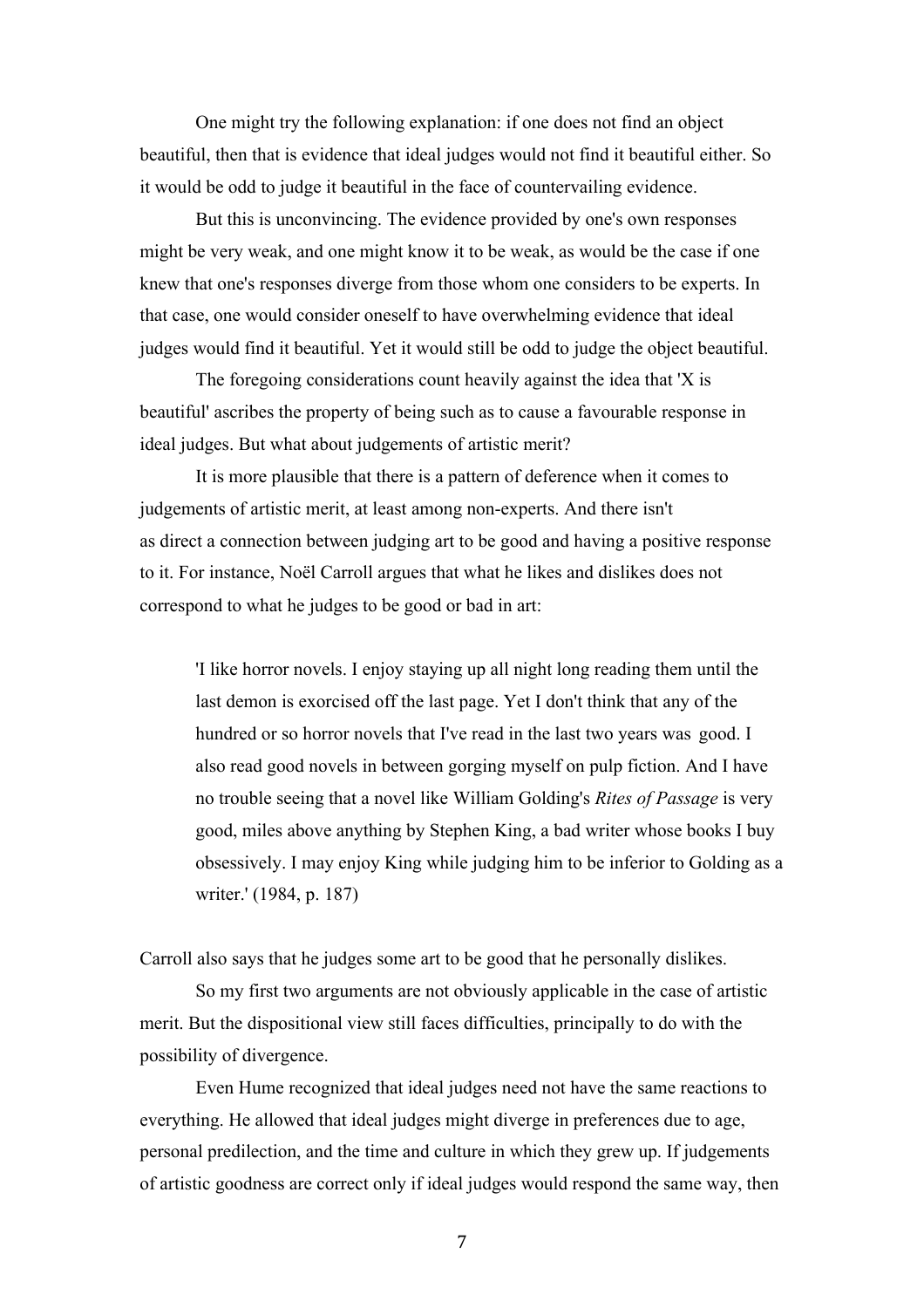One might try the following explanation: if one does not find an object beautiful, then that is evidence that ideal judges would not find it beautiful either. So it would be odd to judge it beautiful in the face of countervailing evidence.

But this is unconvincing. The evidence provided by one's own responses might be very weak, and one might know it to be weak, as would be the case if one knew that one's responses diverge from those whom one considers to be experts. In that case, one would consider oneself to have overwhelming evidence that ideal judges would find it beautiful. Yet it would still be odd to judge the object beautiful.

The foregoing considerations count heavily against the idea that 'X is beautiful' ascribes the property of being such as to cause a favourable response in ideal judges. But what about judgements of artistic merit?

It is more plausible that there is a pattern of deference when it comes to judgements of artistic merit, at least among non-experts. And there isn't as direct a connection between judging art to be good and having a positive response to it. For instance, Noël Carroll argues that what he likes and dislikes does not correspond to what he judges to be good or bad in art:

> 'I like horror novels. I enjoy staying up all night long reading them until the last demon is exorcised off the last page. Yet I don't think that any of the hundred or so horror novels that I've read in the last two years was good. I also read good novels in between gorging myself on pulp fiction. And I have no trouble seeing that a novel like William Golding's *Rites of Passage* is very good, miles above anything by Stephen King, a bad writer whose books I buy obsessively. I may enjoy King while judging him to be inferior to Golding as a writer.' (1984, p. 187)

Carroll also says that he judges some art to be good that he personally dislikes.

So my first two arguments are not obviously applicable in the case of artistic merit. But the dispositional view still faces difficulties, principally to do with the possibility of divergence.

Even Hume recognized that ideal judges need not have the same reactions to everything. He allowed that ideal judges might diverge in preferences due to age, personal predilection, and the time and culture in which they grew up. If judgements of artistic goodness are correct only if ideal judges would respond the same way, then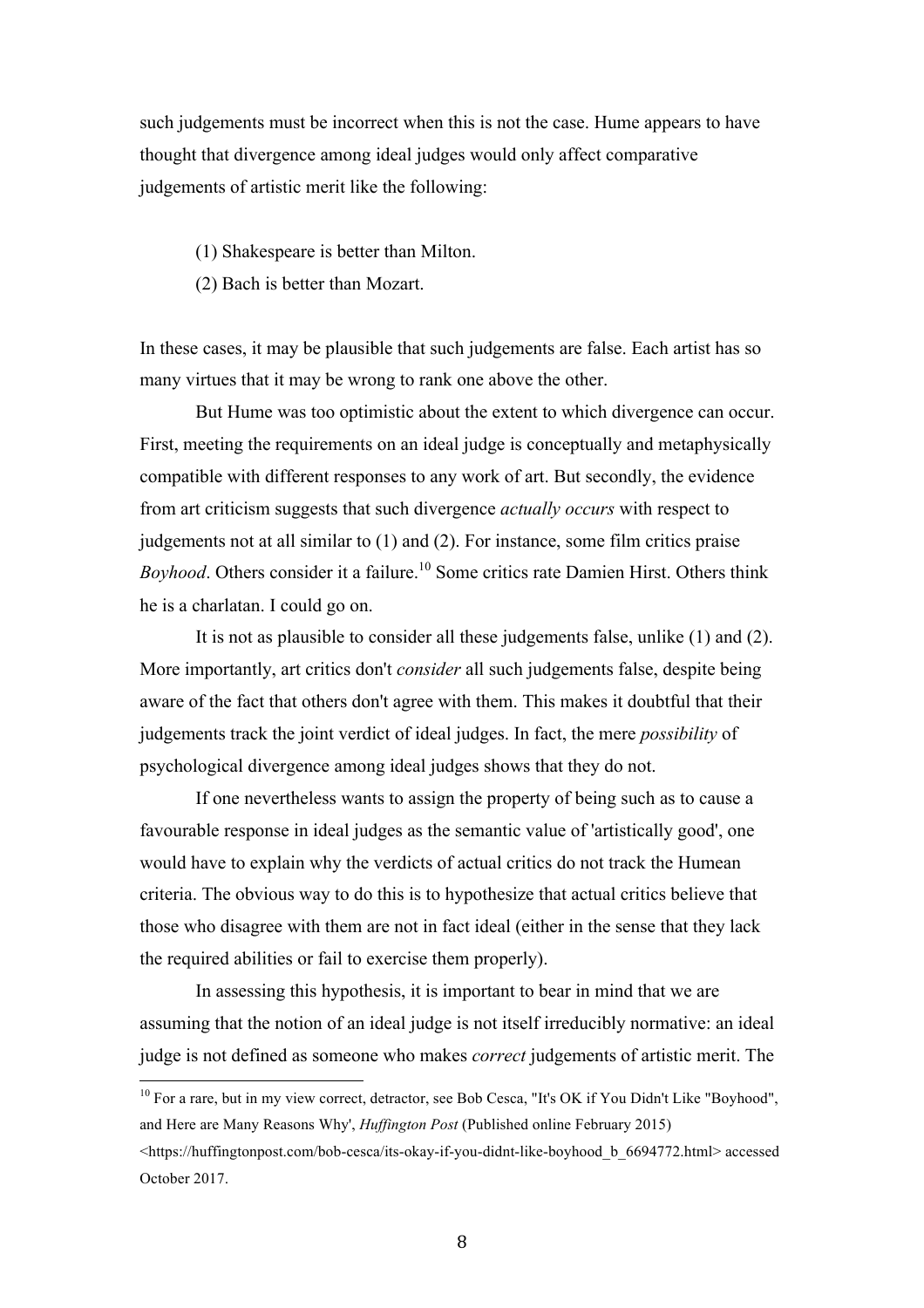such judgements must be incorrect when this is not the case. Hume appears to have thought that divergence among ideal judges would only affect comparative judgements of artistic merit like the following:

(1) Shakespeare is better than Milton.

(2) Bach is better than Mozart.

In these cases, it may be plausible that such judgements are false. Each artist has so many virtues that it may be wrong to rank one above the other.

But Hume was too optimistic about the extent to which divergence can occur. First, meeting the requirements on an ideal judge is conceptually and metaphysically compatible with different responses to any work of art. But secondly, the evidence from art criticism suggests that such divergence *actually occurs* with respect to judgements not at all similar to (1) and (2). For instance, some film critics praise *Boyhood*. Others consider it a failure.[10] Some critics rate Damien Hirst. Others think he is a charlatan. I could go on.

It is not as plausible to consider all these judgements false, unlike (1) and (2). More importantly, art critics don't *consider* all such judgements false, despite being aware of the fact that others don't agree with them. This makes it doubtful that their judgements track the joint verdict of ideal judges. In fact, the mere *possibility* of psychological divergence among ideal judges shows that they do not.

If one nevertheless wants to assign the property of being such as to cause a favourable response in ideal judges as the semantic value of 'artistically good', one would have to explain why the verdicts of actual critics do not track the Humean criteria. The obvious way to do this is to hypothesize that actual critics believe that those who disagree with them are not in fact ideal (either in the sense that they lack the required abilities or fail to exercise them properly).

In assessing this hypothesis, it is important to bear in mind that we are assuming that the notion of an ideal judge is not itself irreducibly normative: an ideal judge is not defined as someone who makes *correct* judgements of artistic merit. The

[10] For a rare, but in my view correct, detractor, see Bob Cesca, "It's OK if You Didn't Like "Boyhood", and Here are Many Reasons Why', *Huffington Post* (Published online February 2015) <https://huffingtonpost.com/bob-cesca/its-okay-if-you-didnt-like-boyhood_b_6694772.html> accessed October 2017.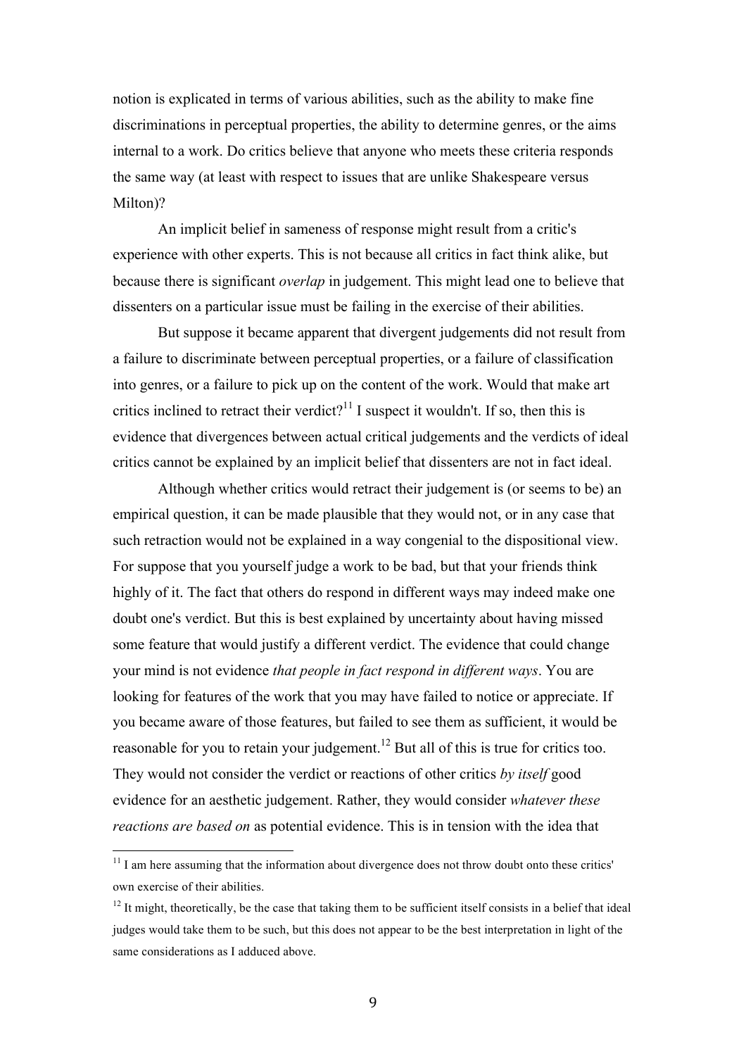notion is explicated in terms of various abilities, such as the ability to make fine discriminations in perceptual properties, the ability to determine genres, or the aims internal to a work. Do critics believe that anyone who meets these criteria responds the same way (at least with respect to issues that are unlike Shakespeare versus Milton)?

An implicit belief in sameness of response might result from a critic's experience with other experts. This is not because all critics in fact think alike, but because there is significant *overlap* in judgement. This might lead one to believe that dissenters on a particular issue must be failing in the exercise of their abilities.

But suppose it became apparent that divergent judgements did not result from a failure to discriminate between perceptual properties, or a failure of classification into genres, or a failure to pick up on the content of the work. Would that make art critics inclined to retract their verdict?[11] I suspect it wouldn't. If so, then this is evidence that divergences between actual critical judgements and the verdicts of ideal critics cannot be explained by an implicit belief that dissenters are not in fact ideal.

Although whether critics would retract their judgement is (or seems to be) an empirical question, it can be made plausible that they would not, or in any case that such retraction would not be explained in a way congenial to the dispositional view. For suppose that you yourself judge a work to be bad, but that your friends think highly of it. The fact that others do respond in different ways may indeed make one doubt one's verdict. But this is best explained by uncertainty about having missed some feature that would justify a different verdict. The evidence that could change your mind is not evidence *that people in fact respond in different ways*. You are looking for features of the work that you may have failed to notice or appreciate. If you became aware of those features, but failed to see them as sufficient, it would be reasonable for you to retain your judgement.[12] But all of this is true for critics too. They would not consider the verdict or reactions of other critics *by itself* good evidence for an aesthetic judgement. Rather, they would consider *whatever these reactions are based on* as potential evidence. This is in tension with the idea that

---

[11] I am here assuming that the information about divergence does not throw doubt onto these critics' own exercise of their abilities.

[12] It might, theoretically, be the case that taking them to be sufficient itself consists in a belief that ideal judges would take them to be such, but this does not appear to be the best interpretation in light of the same considerations as I adduced above.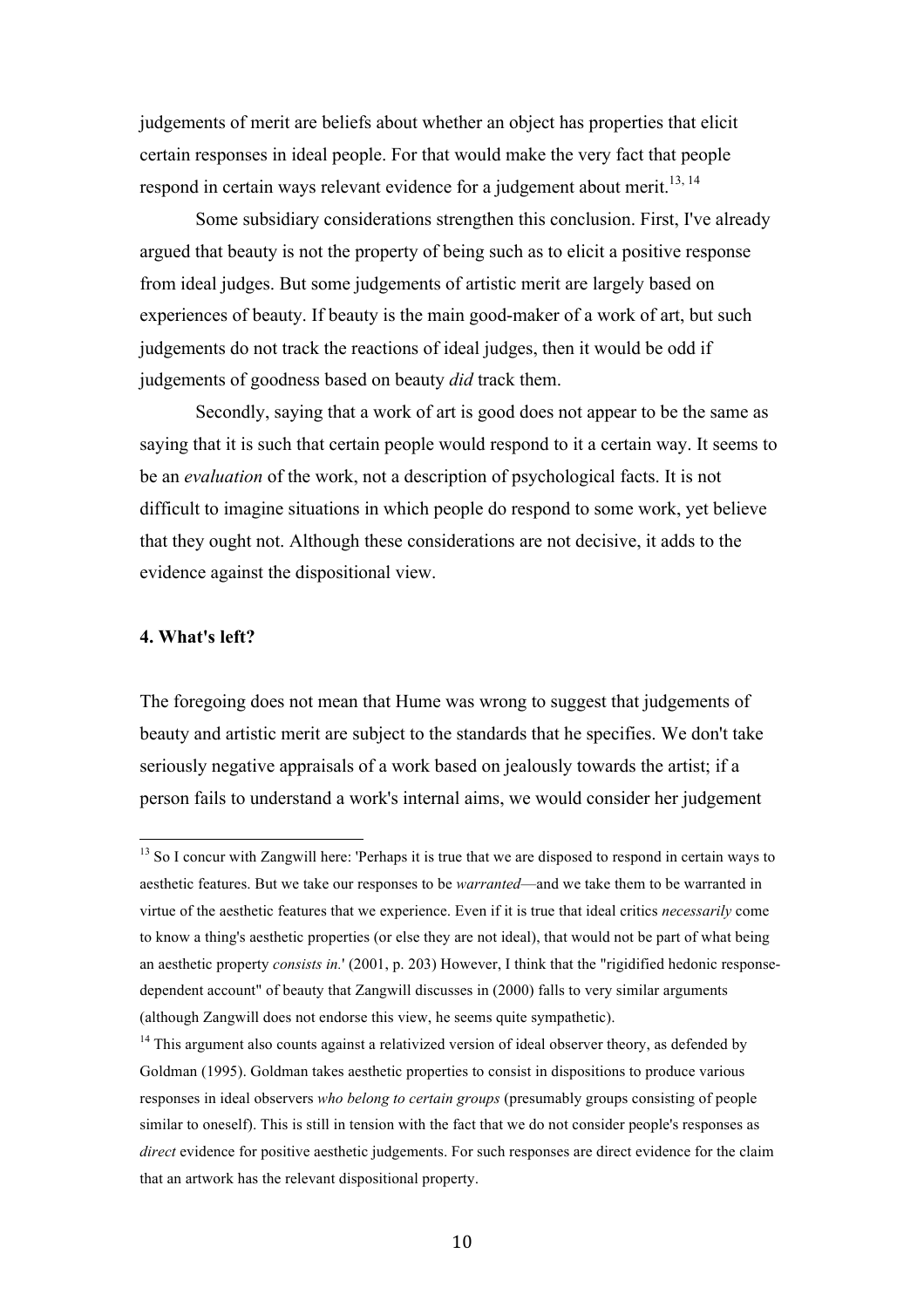judgements of merit are beliefs about whether an object has properties that elicit certain responses in ideal people. For that would make the very fact that people respond in certain ways relevant evidence for a judgement about merit.[13, 14]

Some subsidiary considerations strengthen this conclusion. First, I've already argued that beauty is not the property of being such as to elicit a positive response from ideal judges. But some judgements of artistic merit are largely based on experiences of beauty. If beauty is the main good-maker of a work of art, but such judgements do not track the reactions of ideal judges, then it would be odd if judgements of goodness based on beauty *did* track them.

Secondly, saying that a work of art is good does not appear to be the same as saying that it is such that certain people would respond to it a certain way. It seems to be an *evaluation* of the work, not a description of psychological facts. It is not difficult to imagine situations in which people do respond to some work, yet believe that they ought not. Although these considerations are not decisive, it adds to the evidence against the dispositional view.

**4. What's left?**

The foregoing does not mean that Hume was wrong to suggest that judgements of beauty and artistic merit are subject to the standards that he specifies. We don't take seriously negative appraisals of a work based on jealously towards the artist; if a person fails to understand a work's internal aims, we would consider her judgement

---

[13] So I concur with Zangwill here: 'Perhaps it is true that we are disposed to respond in certain ways to aesthetic features. But we take our responses to be *warranted*—and we take them to be warranted in virtue of the aesthetic features that we experience. Even if it is true that ideal critics *necessarily* come to know a thing's aesthetic properties (or else they are not ideal), that would not be part of what being an aesthetic property *consists in.*' (2001, p. 203) However, I think that the "rigidified hedonic response-dependent account" of beauty that Zangwill discusses in (2000) falls to very similar arguments (although Zangwill does not endorse this view, he seems quite sympathetic).

[14] This argument also counts against a relativized version of ideal observer theory, as defended by Goldman (1995). Goldman takes aesthetic properties to consist in dispositions to produce various responses in ideal observers *who belong to certain groups* (presumably groups consisting of people similar to oneself). This is still in tension with the fact that we do not consider people's responses as *direct* evidence for positive aesthetic judgements. For such responses are direct evidence for the claim that an artwork has the relevant dispositional property.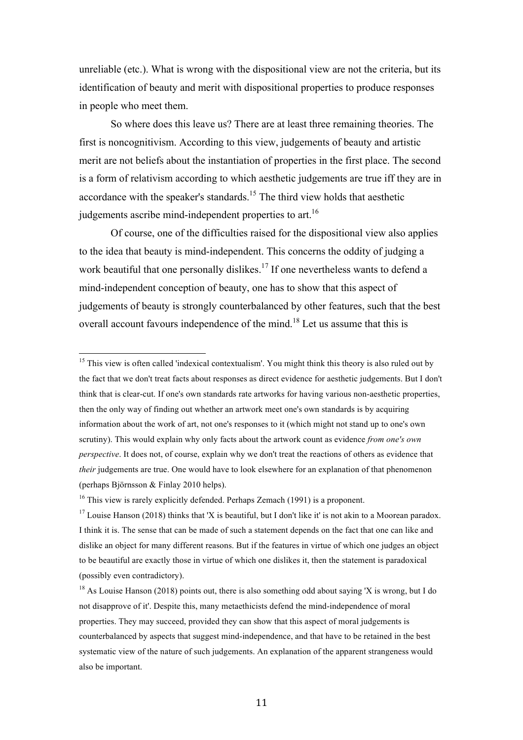unreliable (etc.). What is wrong with the dispositional view are not the criteria, but its identification of beauty and merit with dispositional properties to produce responses in people who meet them.

So where does this leave us? There are at least three remaining theories. The first is noncognitivism. According to this view, judgements of beauty and artistic merit are not beliefs about the instantiation of properties in the first place. The second is a form of relativism according to which aesthetic judgements are true iff they are in accordance with the speaker's standards.[15] The third view holds that aesthetic judgements ascribe mind-independent properties to art.[16]

Of course, one of the difficulties raised for the dispositional view also applies to the idea that beauty is mind-independent. This concerns the oddity of judging a work beautiful that one personally dislikes.[17] If one nevertheless wants to defend a mind-independent conception of beauty, one has to show that this aspect of judgements of beauty is strongly counterbalanced by other features, such that the best overall account favours independence of the mind.[18] Let us assume that this is

---

[15] This view is often called 'indexical contextualism'. You might think this theory is also ruled out by the fact that we don't treat facts about responses as direct evidence for aesthetic judgements. But I don't think that is clear-cut. If one's own standards rate artworks for having various non-aesthetic properties, then the only way of finding out whether an artwork meet one's own standards is by acquiring information about the work of art, not one's responses to it (which might not stand up to one's own scrutiny). This would explain why only facts about the artwork count as evidence *from one's own perspective*. It does not, of course, explain why we don't treat the reactions of others as evidence that *their* judgements are true. One would have to look elsewhere for an explanation of that phenomenon (perhaps Björnsson & Finlay 2010 helps).

[16] This view is rarely explicitly defended. Perhaps Zemach (1991) is a proponent.

[17] Louise Hanson (2018) thinks that 'X is beautiful, but I don't like it' is not akin to a Moorean paradox. I think it is. The sense that can be made of such a statement depends on the fact that one can like and dislike an object for many different reasons. But if the features in virtue of which one judges an object to be beautiful are exactly those in virtue of which one dislikes it, then the statement is paradoxical (possibly even contradictory).

[18] As Louise Hanson (2018) points out, there is also something odd about saying 'X is wrong, but I do not disapprove of it'. Despite this, many metaethicists defend the mind-independence of moral properties. They may succeed, provided they can show that this aspect of moral judgements is counterbalanced by aspects that suggest mind-independence, and that have to be retained in the best systematic view of the nature of such judgements. An explanation of the apparent strangeness would also be important.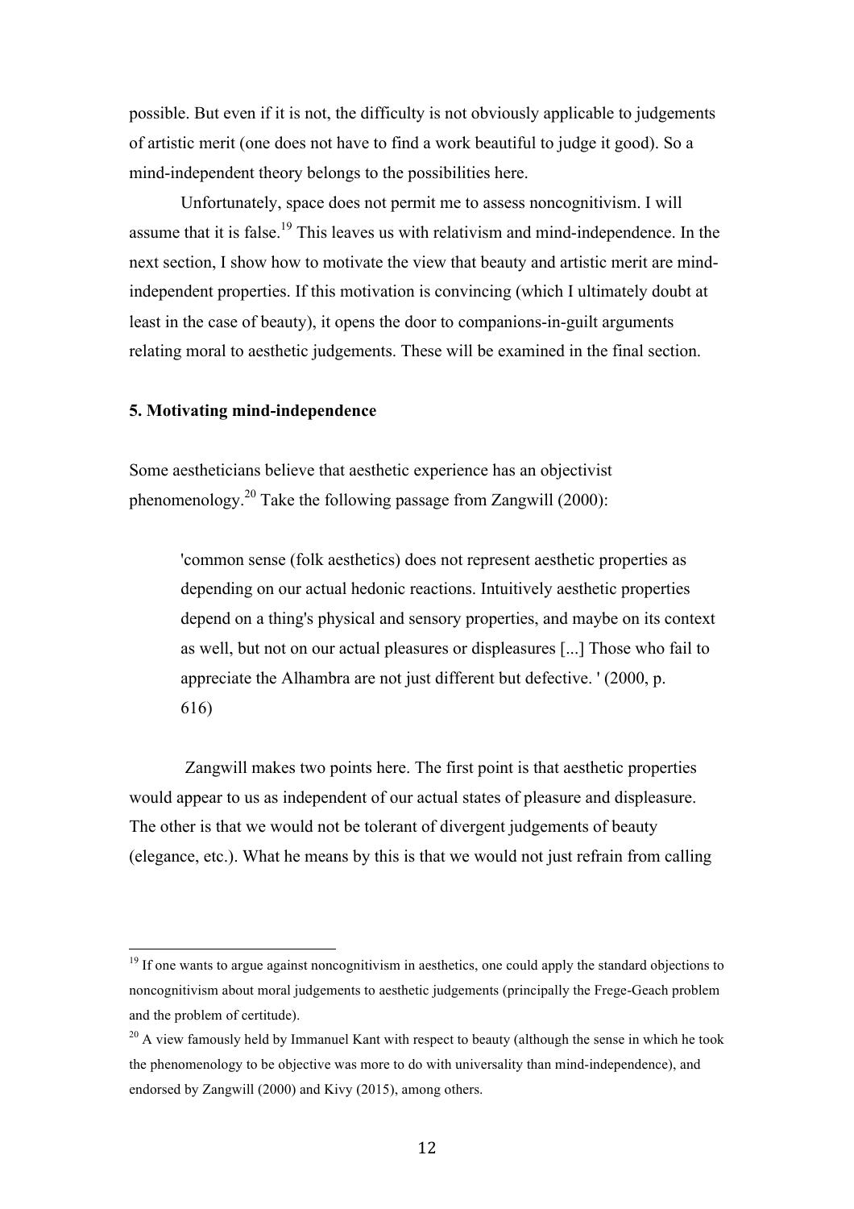possible. But even if it is not, the difficulty is not obviously applicable to judgements of artistic merit (one does not have to find a work beautiful to judge it good). So a mind-independent theory belongs to the possibilities here.

Unfortunately, space does not permit me to assess noncognitivism. I will assume that it is false.[19] This leaves us with relativism and mind-independence. In the next section, I show how to motivate the view that beauty and artistic merit are mind-independent properties. If this motivation is convincing (which I ultimately doubt at least in the case of beauty), it opens the door to companions-in-guilt arguments relating moral to aesthetic judgements. These will be examined in the final section.

## 5. Motivating mind-independence

Some aestheticians believe that aesthetic experience has an objectivist phenomenology.[20] Take the following passage from Zangwill (2000):

> 'common sense (folk aesthetics) does not represent aesthetic properties as depending on our actual hedonic reactions. Intuitively aesthetic properties depend on a thing's physical and sensory properties, and maybe on its context as well, but not on our actual pleasures or displeasures [...] Those who fail to appreciate the Alhambra are not just different but defective. ' (2000, p. 616)

Zangwill makes two points here. The first point is that aesthetic properties would appear to us as independent of our actual states of pleasure and displeasure. The other is that we would not be tolerant of divergent judgements of beauty (elegance, etc.). What he means by this is that we would not just refrain from calling

---

[19] If one wants to argue against noncognitivism in aesthetics, one could apply the standard objections to noncognitivism about moral judgements to aesthetic judgements (principally the Frege-Geach problem and the problem of certitude).

[20] A view famously held by Immanuel Kant with respect to beauty (although the sense in which he took the phenomenology to be objective was more to do with universality than mind-independence), and endorsed by Zangwill (2000) and Kivy (2015), among others.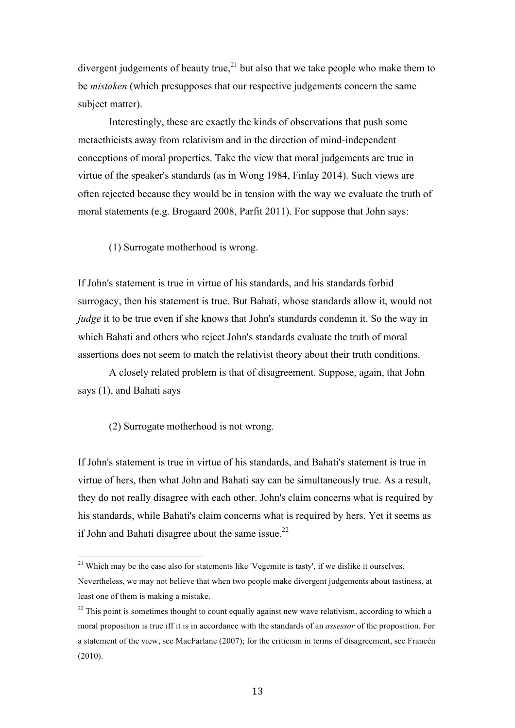divergent judgements of beauty true,[21] but also that we take people who make them to be *mistaken* (which presupposes that our respective judgements concern the same subject matter).

Interestingly, these are exactly the kinds of observations that push some metaethicists away from relativism and in the direction of mind-independent conceptions of moral properties. Take the view that moral judgements are true in virtue of the speaker's standards (as in Wong 1984, Finlay 2014). Such views are often rejected because they would be in tension with the way we evaluate the truth of moral statements (e.g. Brogaard 2008, Parfit 2011). For suppose that John says:

(1) Surrogate motherhood is wrong.

If John's statement is true in virtue of his standards, and his standards forbid surrogacy, then his statement is true. But Bahati, whose standards allow it, would not *judge* it to be true even if she knows that John's standards condemn it. So the way in which Bahati and others who reject John's standards evaluate the truth of moral assertions does not seem to match the relativist theory about their truth conditions.

A closely related problem is that of disagreement. Suppose, again, that John says (1), and Bahati says

(2) Surrogate motherhood is not wrong.

If John's statement is true in virtue of his standards, and Bahati's statement is true in virtue of hers, then what John and Bahati say can be simultaneously true. As a result, they do not really disagree with each other. John's claim concerns what is required by his standards, while Bahati's claim concerns what is required by hers. Yet it seems as if John and Bahati disagree about the same issue.[22]

---

[21] Which may be the case also for statements like 'Vegemite is tasty', if we dislike it ourselves. Nevertheless, we may not believe that when two people make divergent judgements about tastiness, at least one of them is making a mistake.

[22] This point is sometimes thought to count equally against new wave relativism, according to which a moral proposition is true iff it is in accordance with the standards of an *assessor* of the proposition. For a statement of the view, see MacFarlane (2007); for the criticism in terms of disagreement, see Francén (2010).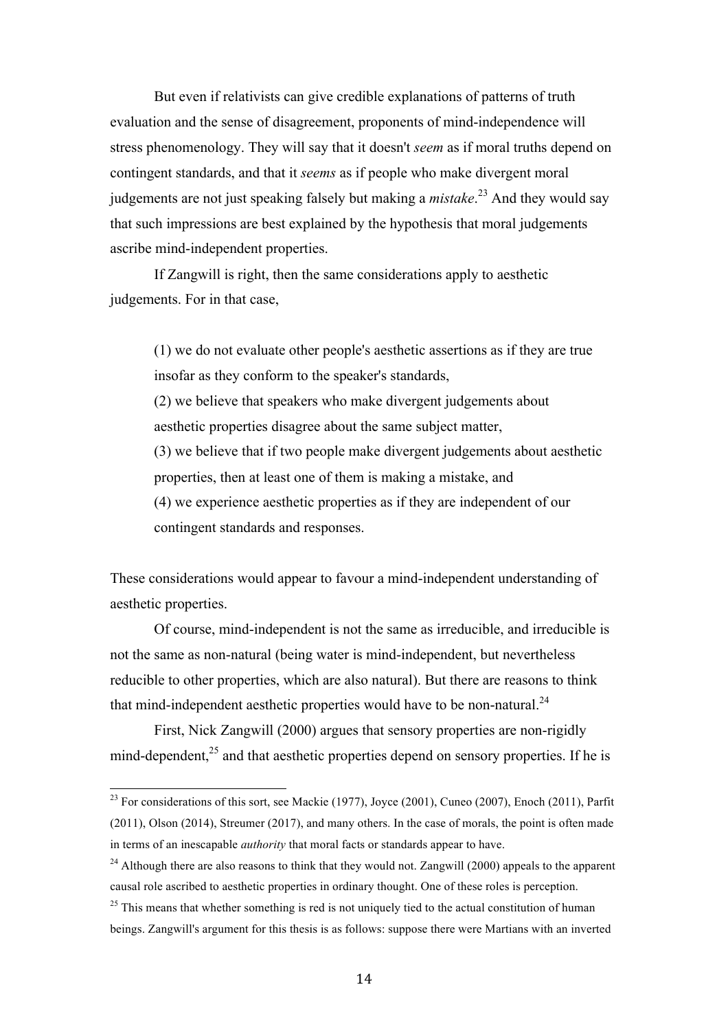But even if relativists can give credible explanations of patterns of truth evaluation and the sense of disagreement, proponents of mind-independence will stress phenomenology. They will say that it doesn't *seem* as if moral truths depend on contingent standards, and that it *seems* as if people who make divergent moral judgements are not just speaking falsely but making a *mistake*.[23] And they would say that such impressions are best explained by the hypothesis that moral judgements ascribe mind-independent properties.

If Zangwill is right, then the same considerations apply to aesthetic judgements. For in that case,

> (1) we do not evaluate other people's aesthetic assertions as if they are true insofar as they conform to the speaker's standards,
> (2) we believe that speakers who make divergent judgements about aesthetic properties disagree about the same subject matter,
> (3) we believe that if two people make divergent judgements about aesthetic properties, then at least one of them is making a mistake, and
> (4) we experience aesthetic properties as if they are independent of our contingent standards and responses.

These considerations would appear to favour a mind-independent understanding of aesthetic properties.

Of course, mind-independent is not the same as irreducible, and irreducible is not the same as non-natural (being water is mind-independent, but nevertheless reducible to other properties, which are also natural). But there are reasons to think that mind-independent aesthetic properties would have to be non-natural.[24]

First, Nick Zangwill (2000) argues that sensory properties are non-rigidly mind-dependent,[25] and that aesthetic properties depend on sensory properties. If he is

---

[23] For considerations of this sort, see Mackie (1977), Joyce (2001), Cuneo (2007), Enoch (2011), Parfit (2011), Olson (2014), Streumer (2017), and many others. In the case of morals, the point is often made in terms of an inescapable *authority* that moral facts or standards appear to have.

[24] Although there are also reasons to think that they would not. Zangwill (2000) appeals to the apparent causal role ascribed to aesthetic properties in ordinary thought. One of these roles is perception.

[25] This means that whether something is red is not uniquely tied to the actual constitution of human beings. Zangwill's argument for this thesis is as follows: suppose there were Martians with an inverted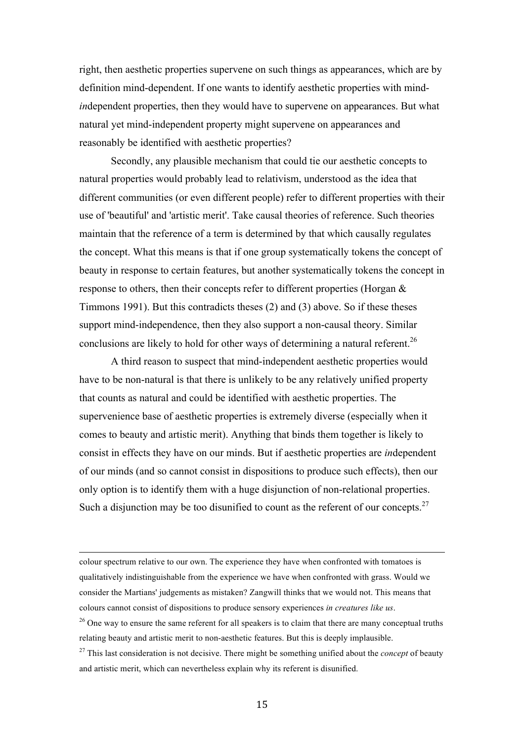right, then aesthetic properties supervene on such things as appearances, which are by definition mind-dependent. If one wants to identify aesthetic properties with mind-*in*dependent properties, then they would have to supervene on appearances. But what natural yet mind-independent property might supervene on appearances and reasonably be identified with aesthetic properties?

Secondly, any plausible mechanism that could tie our aesthetic concepts to natural properties would probably lead to relativism, understood as the idea that different communities (or even different people) refer to different properties with their use of 'beautiful' and 'artistic merit'. Take causal theories of reference. Such theories maintain that the reference of a term is determined by that which causally regulates the concept. What this means is that if one group systematically tokens the concept of beauty in response to certain features, but another systematically tokens the concept in response to others, then their concepts refer to different properties (Horgan & Timmons 1991). But this contradicts theses (2) and (3) above. So if these theses support mind-independence, then they also support a non-causal theory. Similar conclusions are likely to hold for other ways of determining a natural referent.[26]

A third reason to suspect that mind-independent aesthetic properties would have to be non-natural is that there is unlikely to be any relatively unified property that counts as natural and could be identified with aesthetic properties. The supervenience base of aesthetic properties is extremely diverse (especially when it comes to beauty and artistic merit). Anything that binds them together is likely to consist in effects they have on our minds. But if aesthetic properties are *in*dependent of our minds (and so cannot consist in dispositions to produce such effects), then our only option is to identify them with a huge disjunction of non-relational properties. Such a disjunction may be too disunified to count as the referent of our concepts.[27]

---

colour spectrum relative to our own. The experience they have when confronted with tomatoes is qualitatively indistinguishable from the experience we have when confronted with grass. Would we consider the Martians' judgements as mistaken? Zangwill thinks that we would not. This means that colours cannot consist of dispositions to produce sensory experiences *in creatures like us*.

[26] One way to ensure the same referent for all speakers is to claim that there are many conceptual truths relating beauty and artistic merit to non-aesthetic features. But this is deeply implausible.

[27] This last consideration is not decisive. There might be something unified about the *concept* of beauty and artistic merit, which can nevertheless explain why its referent is disunified.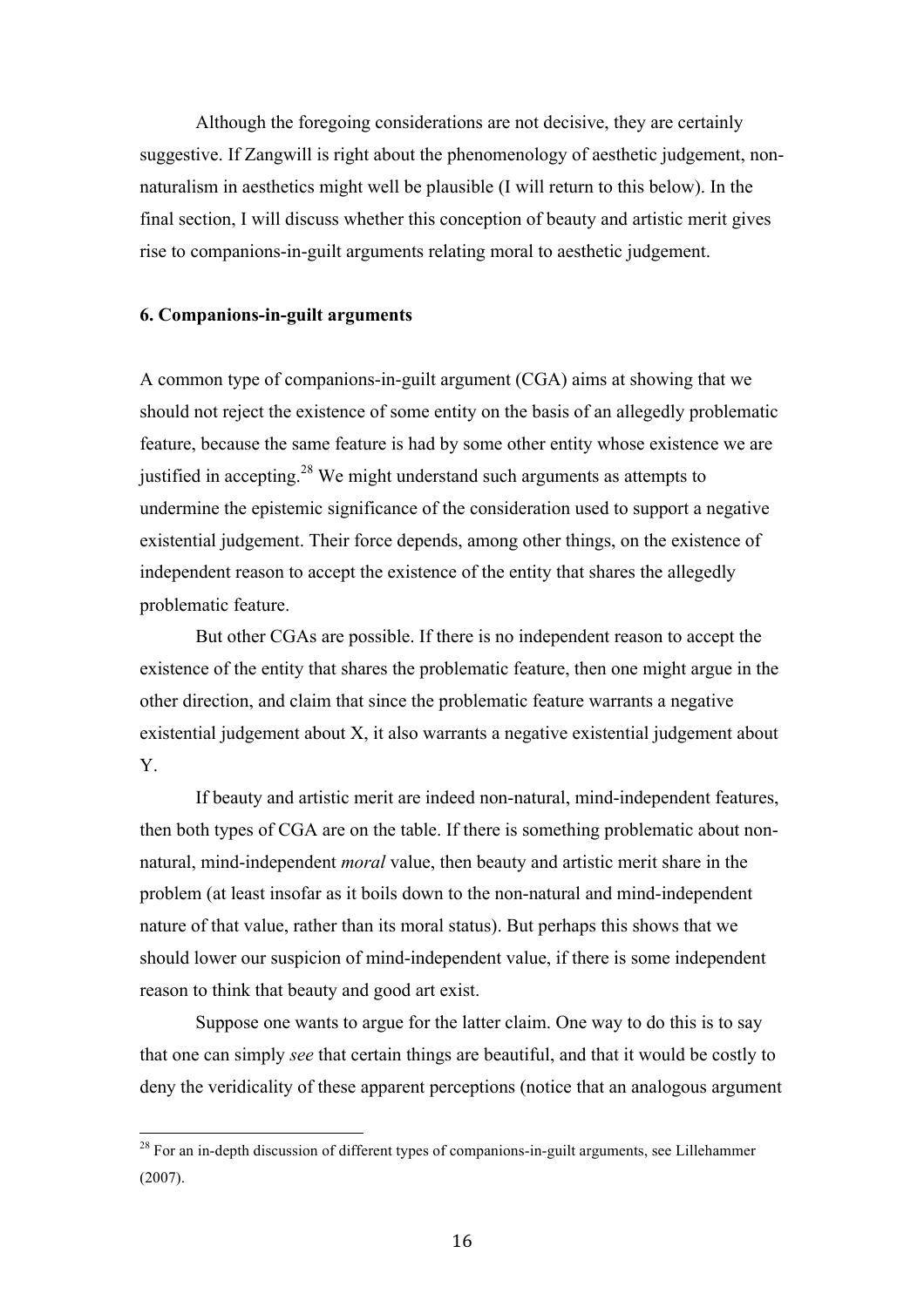Although the foregoing considerations are not decisive, they are certainly suggestive. If Zangwill is right about the phenomenology of aesthetic judgement, non-naturalism in aesthetics might well be plausible (I will return to this below). In the final section, I will discuss whether this conception of beauty and artistic merit gives rise to companions-in-guilt arguments relating moral to aesthetic judgement.

## 6. Companions-in-guilt arguments

A common type of companions-in-guilt argument (CGA) aims at showing that we should not reject the existence of some entity on the basis of an allegedly problematic feature, because the same feature is had by some other entity whose existence we are justified in accepting.[28] We might understand such arguments as attempts to undermine the epistemic significance of the consideration used to support a negative existential judgement. Their force depends, among other things, on the existence of independent reason to accept the existence of the entity that shares the allegedly problematic feature.

But other CGAs are possible. If there is no independent reason to accept the existence of the entity that shares the problematic feature, then one might argue in the other direction, and claim that since the problematic feature warrants a negative existential judgement about X, it also warrants a negative existential judgement about Y.

If beauty and artistic merit are indeed non-natural, mind-independent features, then both types of CGA are on the table. If there is something problematic about non-natural, mind-independent *moral* value, then beauty and artistic merit share in the problem (at least insofar as it boils down to the non-natural and mind-independent nature of that value, rather than its moral status). But perhaps this shows that we should lower our suspicion of mind-independent value, if there is some independent reason to think that beauty and good art exist.

Suppose one wants to argue for the latter claim. One way to do this is to say that one can simply *see* that certain things are beautiful, and that it would be costly to deny the veridicality of these apparent perceptions (notice that an analogous argument

[28] For an in-depth discussion of different types of companions-in-guilt arguments, see Lillehammer (2007).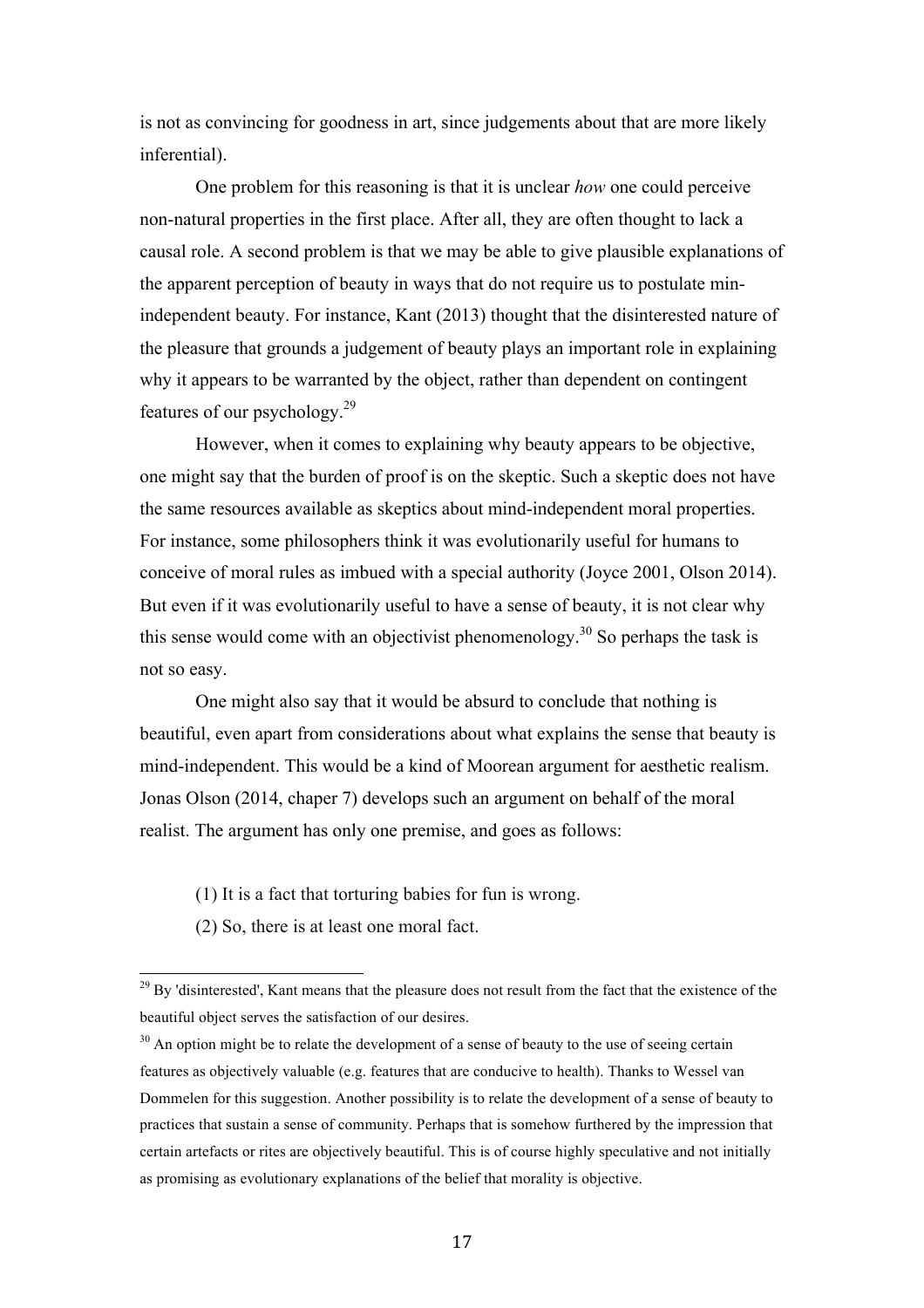is not as convincing for goodness in art, since judgements about that are more likely inferential).

One problem for this reasoning is that it is unclear *how* one could perceive non-natural properties in the first place. After all, they are often thought to lack a causal role. A second problem is that we may be able to give plausible explanations of the apparent perception of beauty in ways that do not require us to postulate min-independent beauty. For instance, Kant (2013) thought that the disinterested nature of the pleasure that grounds a judgement of beauty plays an important role in explaining why it appears to be warranted by the object, rather than dependent on contingent features of our psychology.[29]

However, when it comes to explaining why beauty appears to be objective, one might say that the burden of proof is on the skeptic. Such a skeptic does not have the same resources available as skeptics about mind-independent moral properties. For instance, some philosophers think it was evolutionarily useful for humans to conceive of moral rules as imbued with a special authority (Joyce 2001, Olson 2014). But even if it was evolutionarily useful to have a sense of beauty, it is not clear why this sense would come with an objectivist phenomenology.[30] So perhaps the task is not so easy.

One might also say that it would be absurd to conclude that nothing is beautiful, even apart from considerations about what explains the sense that beauty is mind-independent. This would be a kind of Moorean argument for aesthetic realism. Jonas Olson (2014, chaper 7) develops such an argument on behalf of the moral realist. The argument has only one premise, and goes as follows:

(1) It is a fact that torturing babies for fun is wrong.

(2) So, there is at least one moral fact.

---

[29] By 'disinterested', Kant means that the pleasure does not result from the fact that the existence of the beautiful object serves the satisfaction of our desires.

[30] An option might be to relate the development of a sense of beauty to the use of seeing certain features as objectively valuable (e.g. features that are conducive to health). Thanks to Wessel van Dommelen for this suggestion. Another possibility is to relate the development of a sense of beauty to practices that sustain a sense of community. Perhaps that is somehow furthered by the impression that certain artefacts or rites are objectively beautiful. This is of course highly speculative and not initially as promising as evolutionary explanations of the belief that morality is objective.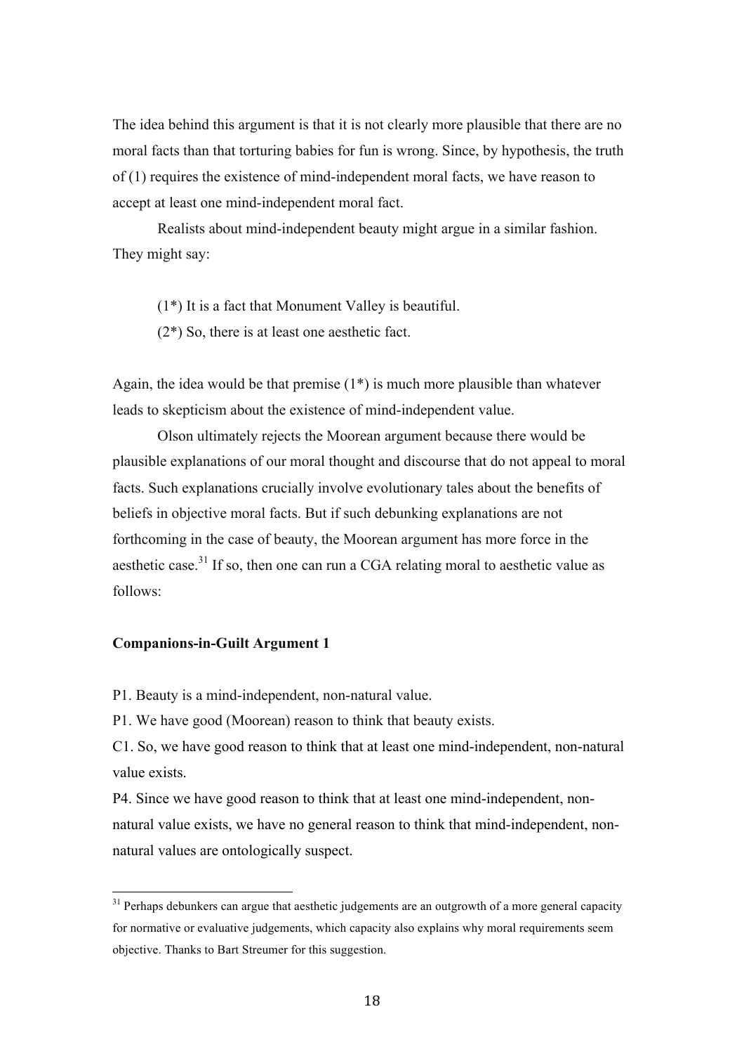The idea behind this argument is that it is not clearly more plausible that there are no moral facts than that torturing babies for fun is wrong. Since, by hypothesis, the truth of (1) requires the existence of mind-independent moral facts, we have reason to accept at least one mind-independent moral fact.

Realists about mind-independent beauty might argue in a similar fashion. They might say:

(1*) It is a fact that Monument Valley is beautiful.

(2*) So, there is at least one aesthetic fact.

Again, the idea would be that premise (1*) is much more plausible than whatever leads to skepticism about the existence of mind-independent value.

Olson ultimately rejects the Moorean argument because there would be plausible explanations of our moral thought and discourse that do not appeal to moral facts. Such explanations crucially involve evolutionary tales about the benefits of beliefs in objective moral facts. But if such debunking explanations are not forthcoming in the case of beauty, the Moorean argument has more force in the aesthetic case.[31] If so, then one can run a CGA relating moral to aesthetic value as follows:

**Companions-in-Guilt Argument 1**

P1. Beauty is a mind-independent, non-natural value.

P1. We have good (Moorean) reason to think that beauty exists.

C1. So, we have good reason to think that at least one mind-independent, non-natural value exists.

P4. Since we have good reason to think that at least one mind-independent, non-natural value exists, we have no general reason to think that mind-independent, non-natural values are ontologically suspect.

[31] Perhaps debunkers can argue that aesthetic judgements are an outgrowth of a more general capacity for normative or evaluative judgements, which capacity also explains why moral requirements seem objective. Thanks to Bart Streumer for this suggestion.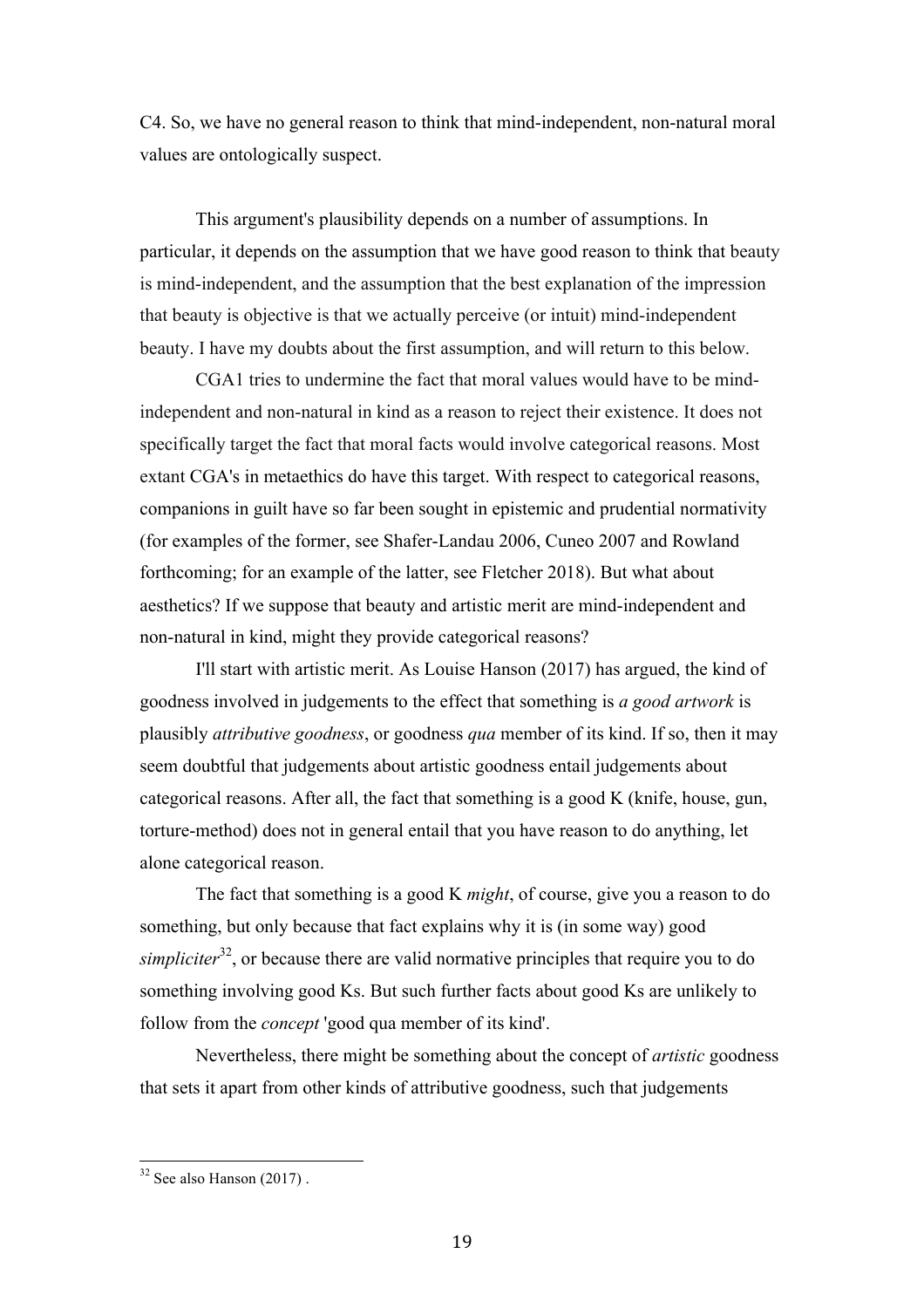C4. So, we have no general reason to think that mind-independent, non-natural moral values are ontologically suspect.

This argument's plausibility depends on a number of assumptions. In particular, it depends on the assumption that we have good reason to think that beauty is mind-independent, and the assumption that the best explanation of the impression that beauty is objective is that we actually perceive (or intuit) mind-independent beauty. I have my doubts about the first assumption, and will return to this below.

CGA1 tries to undermine the fact that moral values would have to be mind-independent and non-natural in kind as a reason to reject their existence. It does not specifically target the fact that moral facts would involve categorical reasons. Most extant CGA's in metaethics do have this target. With respect to categorical reasons, companions in guilt have so far been sought in epistemic and prudential normativity (for examples of the former, see Shafer-Landau 2006, Cuneo 2007 and Rowland forthcoming; for an example of the latter, see Fletcher 2018). But what about aesthetics? If we suppose that beauty and artistic merit are mind-independent and non-natural in kind, might they provide categorical reasons?

I'll start with artistic merit. As Louise Hanson (2017) has argued, the kind of goodness involved in judgements to the effect that something is *a good artwork* is plausibly *attributive goodness*, or goodness *qua* member of its kind. If so, then it may seem doubtful that judgements about artistic goodness entail judgements about categorical reasons. After all, the fact that something is a good K (knife, house, gun, torture-method) does not in general entail that you have reason to do anything, let alone categorical reason.

The fact that something is a good K *might*, of course, give you a reason to do something, but only because that fact explains why it is (in some way) good *simpliciter*[32], or because there are valid normative principles that require you to do something involving good Ks. But such further facts about good Ks are unlikely to follow from the *concept* 'good qua member of its kind'.

Nevertheless, there might be something about the concept of *artistic* goodness that sets it apart from other kinds of attributive goodness, such that judgements

[32] See also Hanson (2017) .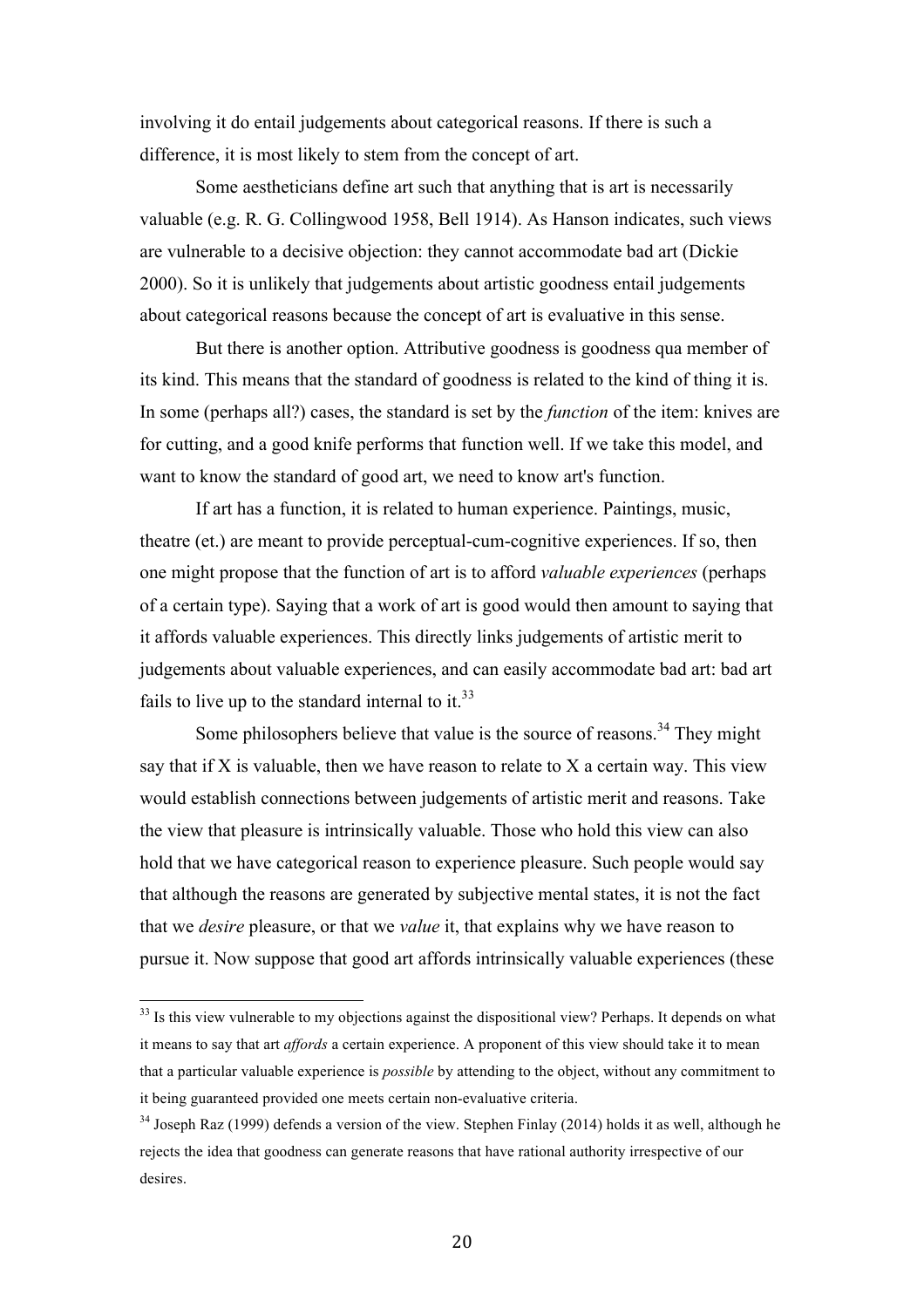involving it do entail judgements about categorical reasons. If there is such a difference, it is most likely to stem from the concept of art.

Some aestheticians define art such that anything that is art is necessarily valuable (e.g. R. G. Collingwood 1958, Bell 1914). As Hanson indicates, such views are vulnerable to a decisive objection: they cannot accommodate bad art (Dickie 2000). So it is unlikely that judgements about artistic goodness entail judgements about categorical reasons because the concept of art is evaluative in this sense.

But there is another option. Attributive goodness is goodness qua member of its kind. This means that the standard of goodness is related to the kind of thing it is. In some (perhaps all?) cases, the standard is set by the *function* of the item: knives are for cutting, and a good knife performs that function well. If we take this model, and want to know the standard of good art, we need to know art's function.

If art has a function, it is related to human experience. Paintings, music, theatre (et.) are meant to provide perceptual-cum-cognitive experiences. If so, then one might propose that the function of art is to afford *valuable experiences* (perhaps of a certain type). Saying that a work of art is good would then amount to saying that it affords valuable experiences. This directly links judgements of artistic merit to judgements about valuable experiences, and can easily accommodate bad art: bad art fails to live up to the standard internal to it.[33]

Some philosophers believe that value is the source of reasons.[34] They might say that if X is valuable, then we have reason to relate to X a certain way. This view would establish connections between judgements of artistic merit and reasons. Take the view that pleasure is intrinsically valuable. Those who hold this view can also hold that we have categorical reason to experience pleasure. Such people would say that although the reasons are generated by subjective mental states, it is not the fact that we *desire* pleasure, or that we *value* it, that explains why we have reason to pursue it. Now suppose that good art affords intrinsically valuable experiences (these

---

[33] Is this view vulnerable to my objections against the dispositional view? Perhaps. It depends on what it means to say that art *affords* a certain experience. A proponent of this view should take it to mean that a particular valuable experience is *possible* by attending to the object, without any commitment to it being guaranteed provided one meets certain non-evaluative criteria.

[34] Joseph Raz (1999) defends a version of the view. Stephen Finlay (2014) holds it as well, although he rejects the idea that goodness can generate reasons that have rational authority irrespective of our desires.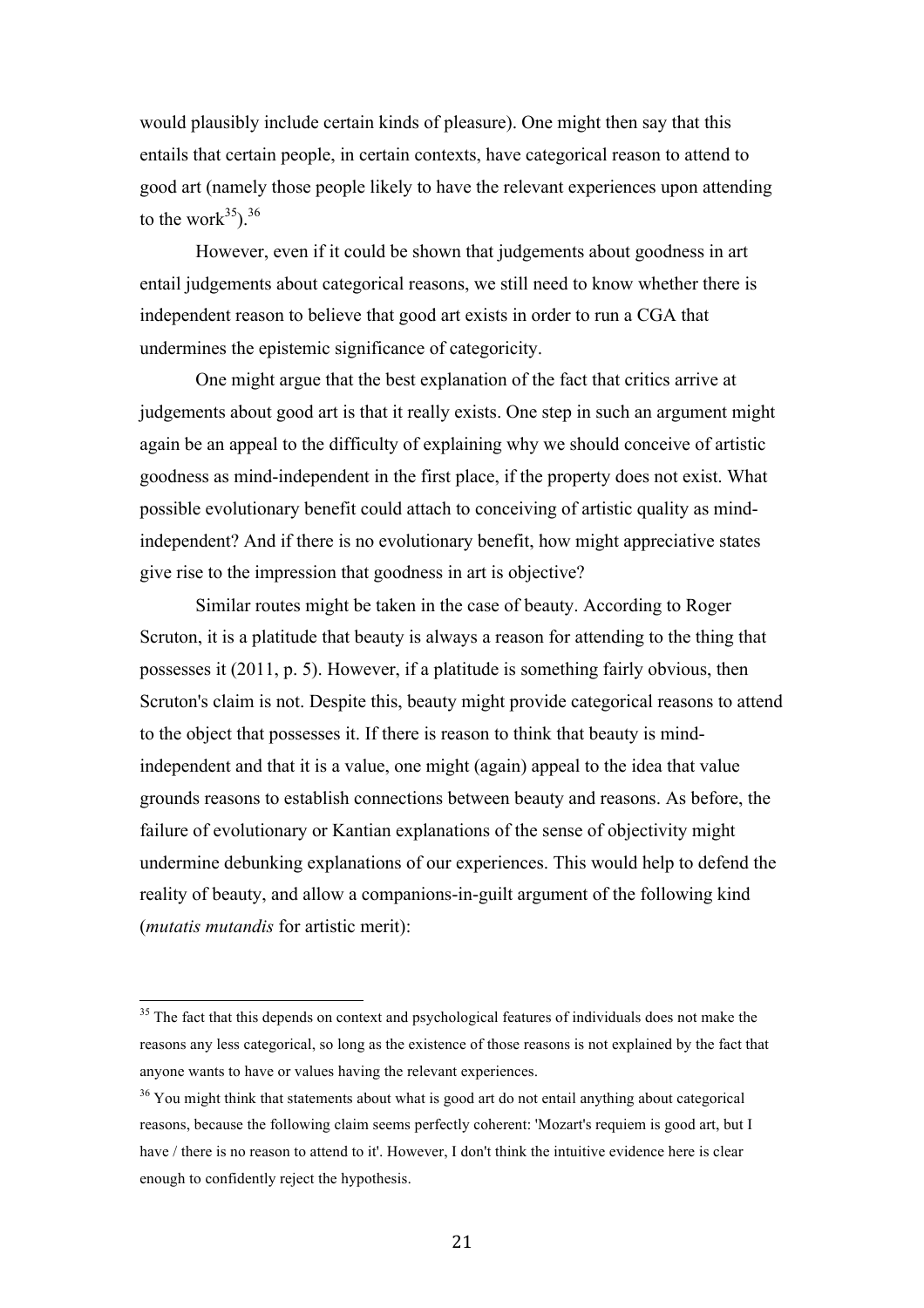would plausibly include certain kinds of pleasure). One might then say that this entails that certain people, in certain contexts, have categorical reason to attend to good art (namely those people likely to have the relevant experiences upon attending to the work[35]).[36]

However, even if it could be shown that judgements about goodness in art entail judgements about categorical reasons, we still need to know whether there is independent reason to believe that good art exists in order to run a CGA that undermines the epistemic significance of categoricity.

One might argue that the best explanation of the fact that critics arrive at judgements about good art is that it really exists. One step in such an argument might again be an appeal to the difficulty of explaining why we should conceive of artistic goodness as mind-independent in the first place, if the property does not exist. What possible evolutionary benefit could attach to conceiving of artistic quality as mind-independent? And if there is no evolutionary benefit, how might appreciative states give rise to the impression that goodness in art is objective?

Similar routes might be taken in the case of beauty. According to Roger Scruton, it is a platitude that beauty is always a reason for attending to the thing that possesses it (2011, p. 5). However, if a platitude is something fairly obvious, then Scruton's claim is not. Despite this, beauty might provide categorical reasons to attend to the object that possesses it. If there is reason to think that beauty is mind-independent and that it is a value, one might (again) appeal to the idea that value grounds reasons to establish connections between beauty and reasons. As before, the failure of evolutionary or Kantian explanations of the sense of objectivity might undermine debunking explanations of our experiences. This would help to defend the reality of beauty, and allow a companions-in-guilt argument of the following kind (*mutatis mutandis* for artistic merit):

---

[35] The fact that this depends on context and psychological features of individuals does not make the reasons any less categorical, so long as the existence of those reasons is not explained by the fact that anyone wants to have or values having the relevant experiences.

[36] You might think that statements about what is good art do not entail anything about categorical reasons, because the following claim seems perfectly coherent: 'Mozart's requiem is good art, but I have / there is no reason to attend to it'. However, I don't think the intuitive evidence here is clear enough to confidently reject the hypothesis.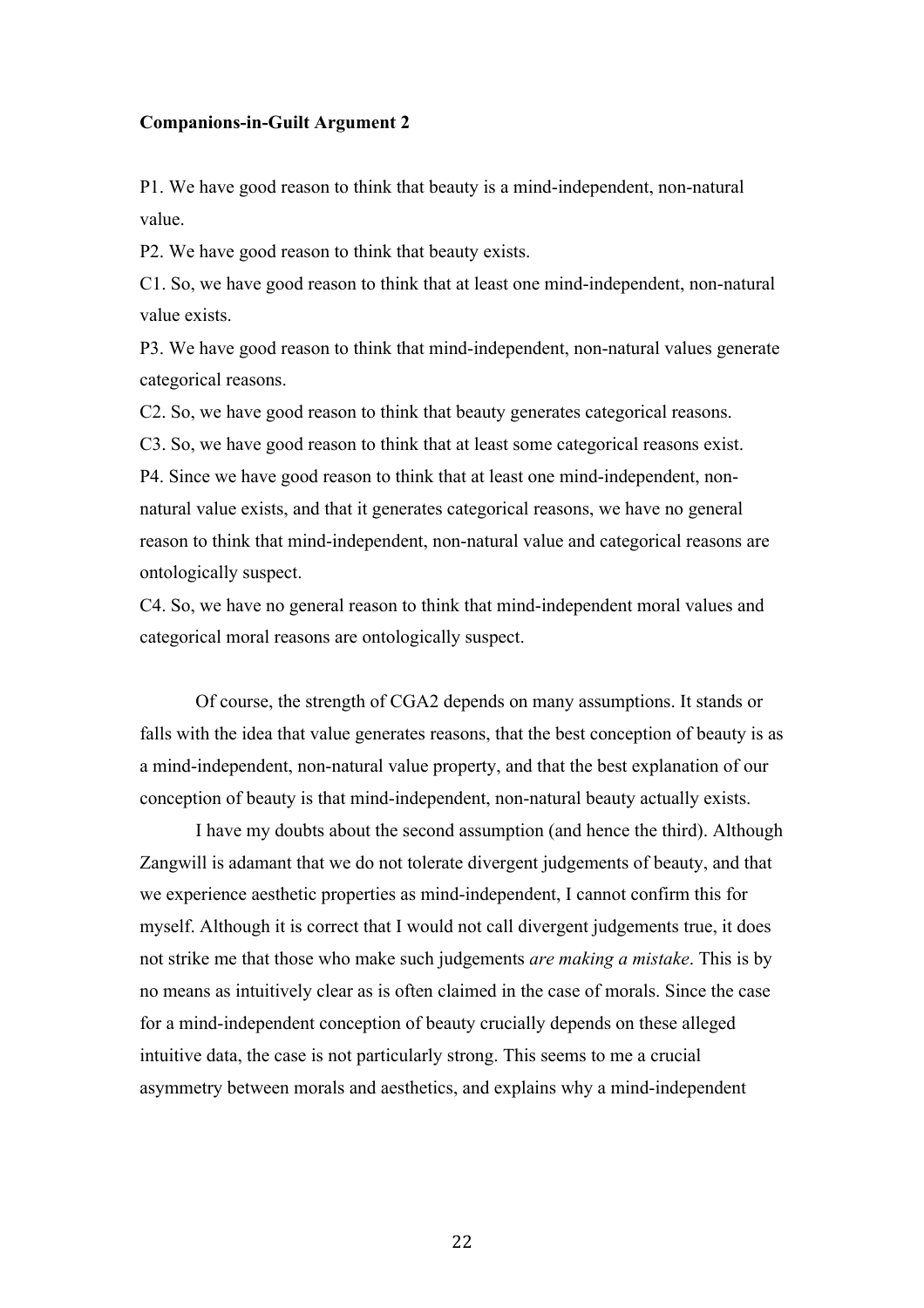**Companions-in-Guilt Argument 2**

P1. We have good reason to think that beauty is a mind-independent, non-natural value.

P2. We have good reason to think that beauty exists.

C1. So, we have good reason to think that at least one mind-independent, non-natural value exists.

P3. We have good reason to think that mind-independent, non-natural values generate categorical reasons.

C2. So, we have good reason to think that beauty generates categorical reasons.

C3. So, we have good reason to think that at least some categorical reasons exist.

P4. Since we have good reason to think that at least one mind-independent, non-natural value exists, and that it generates categorical reasons, we have no general reason to think that mind-independent, non-natural value and categorical reasons are ontologically suspect.

C4. So, we have no general reason to think that mind-independent moral values and categorical moral reasons are ontologically suspect.

Of course, the strength of CGA2 depends on many assumptions. It stands or falls with the idea that value generates reasons, that the best conception of beauty is as a mind-independent, non-natural value property, and that the best explanation of our conception of beauty is that mind-independent, non-natural beauty actually exists.

I have my doubts about the second assumption (and hence the third). Although Zangwill is adamant that we do not tolerate divergent judgements of beauty, and that we experience aesthetic properties as mind-independent, I cannot confirm this for myself. Although it is correct that I would not call divergent judgements true, it does not strike me that those who make such judgements *are making a mistake*. This is by no means as intuitively clear as is often claimed in the case of morals. Since the case for a mind-independent conception of beauty crucially depends on these alleged intuitive data, the case is not particularly strong. This seems to me a crucial asymmetry between morals and aesthetics, and explains why a mind-independent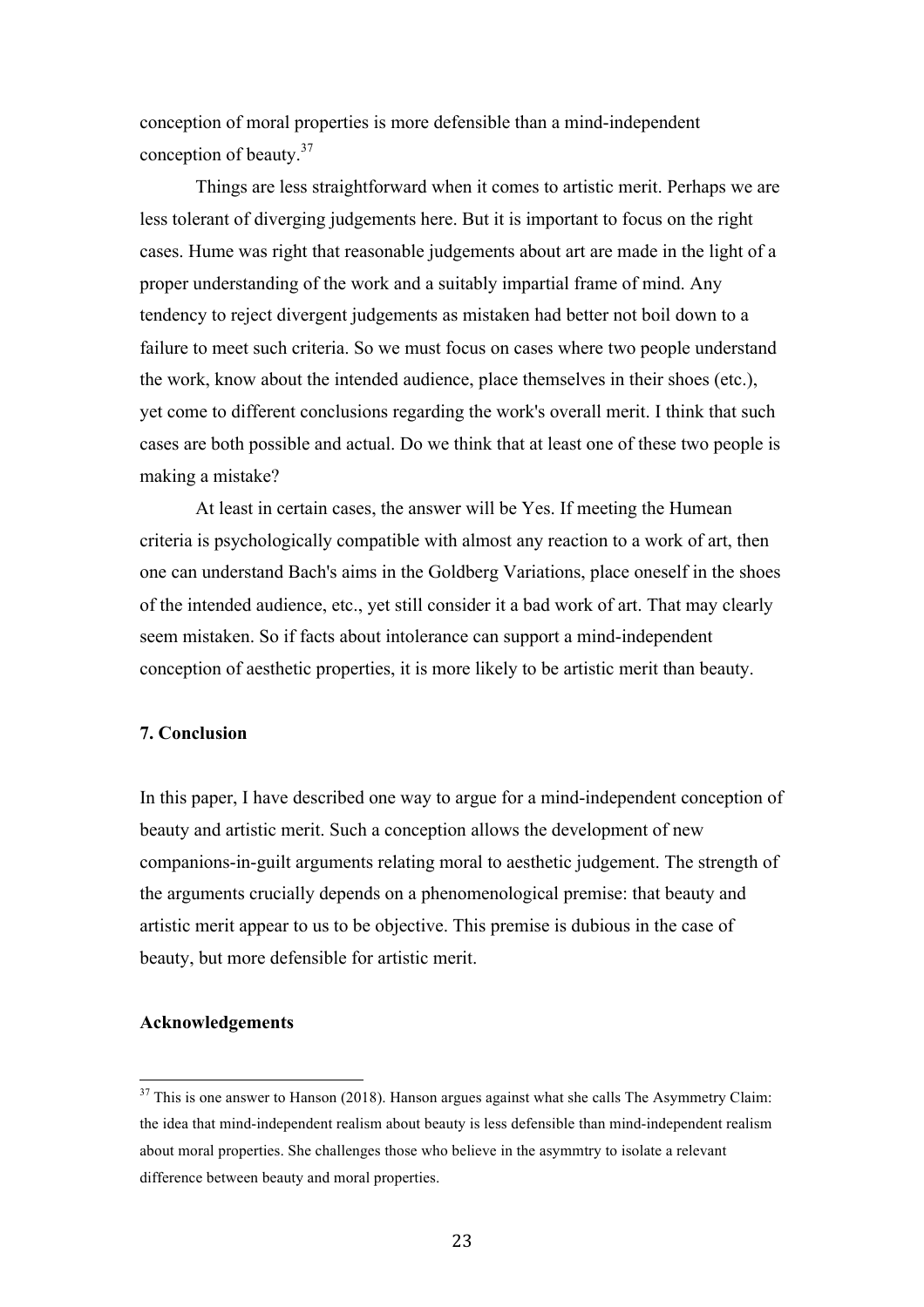conception of moral properties is more defensible than a mind-independent conception of beauty.[37]

Things are less straightforward when it comes to artistic merit. Perhaps we are less tolerant of diverging judgements here. But it is important to focus on the right cases. Hume was right that reasonable judgements about art are made in the light of a proper understanding of the work and a suitably impartial frame of mind. Any tendency to reject divergent judgements as mistaken had better not boil down to a failure to meet such criteria. So we must focus on cases where two people understand the work, know about the intended audience, place themselves in their shoes (etc.), yet come to different conclusions regarding the work's overall merit. I think that such cases are both possible and actual. Do we think that at least one of these two people is making a mistake?

At least in certain cases, the answer will be Yes. If meeting the Humean criteria is psychologically compatible with almost any reaction to a work of art, then one can understand Bach's aims in the Goldberg Variations, place oneself in the shoes of the intended audience, etc., yet still consider it a bad work of art. That may clearly seem mistaken. So if facts about intolerance can support a mind-independent conception of aesthetic properties, it is more likely to be artistic merit than beauty.

## 7. Conclusion

In this paper, I have described one way to argue for a mind-independent conception of beauty and artistic merit. Such a conception allows the development of new companions-in-guilt arguments relating moral to aesthetic judgement. The strength of the arguments crucially depends on a phenomenological premise: that beauty and artistic merit appear to us to be objective. This premise is dubious in the case of beauty, but more defensible for artistic merit.

## Acknowledgements

[37] This is one answer to Hanson (2018). Hanson argues against what she calls The Asymmetry Claim: the idea that mind-independent realism about beauty is less defensible than mind-independent realism about moral properties. She challenges those who believe in the asymmtry to isolate a relevant difference between beauty and moral properties.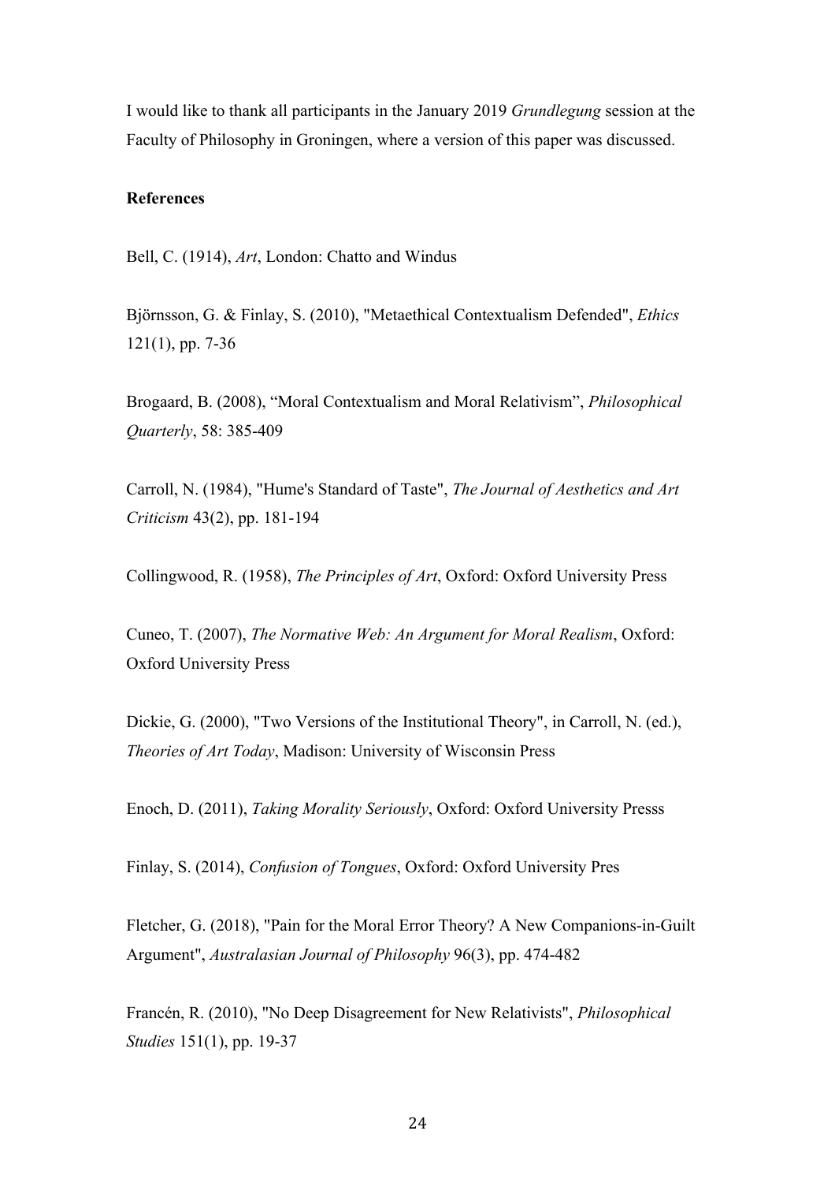I would like to thank all participants in the January 2019 *Grundlegung* session at the Faculty of Philosophy in Groningen, where a version of this paper was discussed.

**References**

Bell, C. (1914), *Art*, London: Chatto and Windus

Björnsson, G. & Finlay, S. (2010), "Metaethical Contextualism Defended", *Ethics* 121(1), pp. 7-36

Brogaard, B. (2008), "Moral Contextualism and Moral Relativism", *Philosophical Quarterly*, 58: 385-409

Carroll, N. (1984), "Hume's Standard of Taste", *The Journal of Aesthetics and Art Criticism* 43(2), pp. 181-194

Collingwood, R. (1958), *The Principles of Art*, Oxford: Oxford University Press

Cuneo, T. (2007), *The Normative Web: An Argument for Moral Realism*, Oxford: Oxford University Press

Dickie, G. (2000), "Two Versions of the Institutional Theory", in Carroll, N. (ed.), *Theories of Art Today*, Madison: University of Wisconsin Press

Enoch, D. (2011), *Taking Morality Seriously*, Oxford: Oxford University Presss

Finlay, S. (2014), *Confusion of Tongues*, Oxford: Oxford University Pres

Fletcher, G. (2018), "Pain for the Moral Error Theory? A New Companions-in-Guilt Argument", *Australasian Journal of Philosophy* 96(3), pp. 474-482

Francén, R. (2010), "No Deep Disagreement for New Relativists", *Philosophical Studies* 151(1), pp. 19-37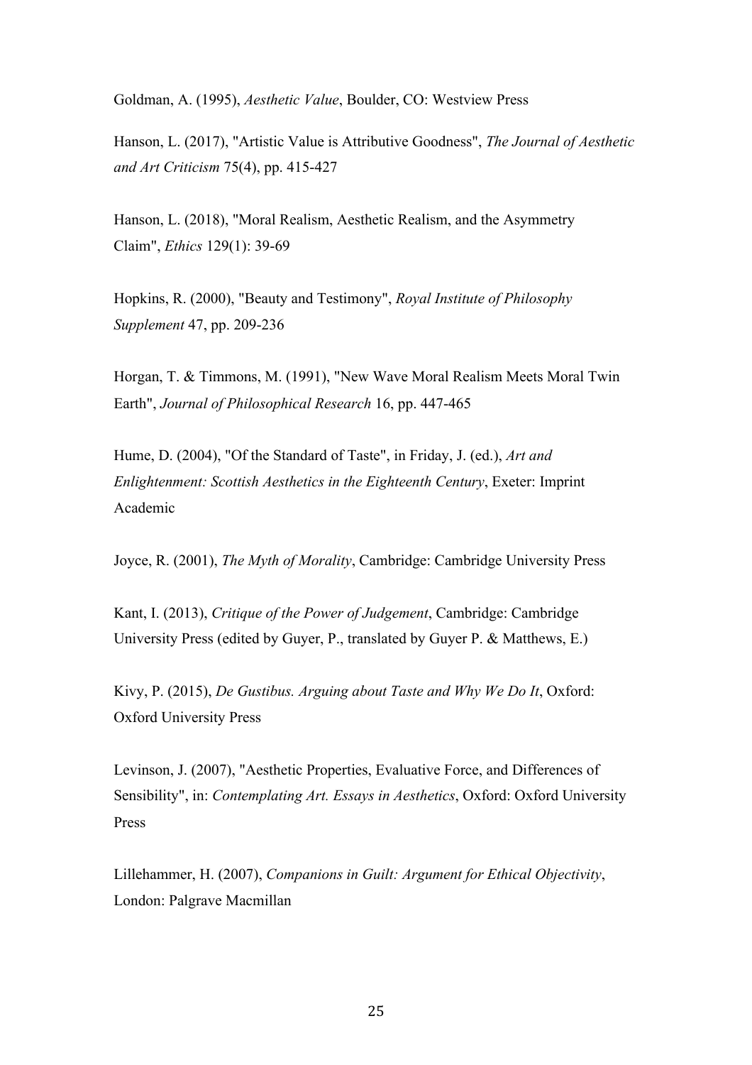Goldman, A. (1995), *Aesthetic Value*, Boulder, CO: Westview Press

Hanson, L. (2017), "Artistic Value is Attributive Goodness", *The Journal of Aesthetic and Art Criticism* 75(4), pp. 415-427

Hanson, L. (2018), "Moral Realism, Aesthetic Realism, and the Asymmetry Claim", *Ethics* 129(1): 39-69

Hopkins, R. (2000), "Beauty and Testimony", *Royal Institute of Philosophy Supplement* 47, pp. 209-236

Horgan, T. & Timmons, M. (1991), "New Wave Moral Realism Meets Moral Twin Earth", *Journal of Philosophical Research* 16, pp. 447-465

Hume, D. (2004), "Of the Standard of Taste", in Friday, J. (ed.), *Art and Enlightenment: Scottish Aesthetics in the Eighteenth Century*, Exeter: Imprint Academic

Joyce, R. (2001), *The Myth of Morality*, Cambridge: Cambridge University Press

Kant, I. (2013), *Critique of the Power of Judgement*, Cambridge: Cambridge University Press (edited by Guyer, P., translated by Guyer P. & Matthews, E.)

Kivy, P. (2015), *De Gustibus. Arguing about Taste and Why We Do It*, Oxford: Oxford University Press

Levinson, J. (2007), "Aesthetic Properties, Evaluative Force, and Differences of Sensibility", in: *Contemplating Art. Essays in Aesthetics*, Oxford: Oxford University Press

Lillehammer, H. (2007), *Companions in Guilt: Argument for Ethical Objectivity*, London: Palgrave Macmillan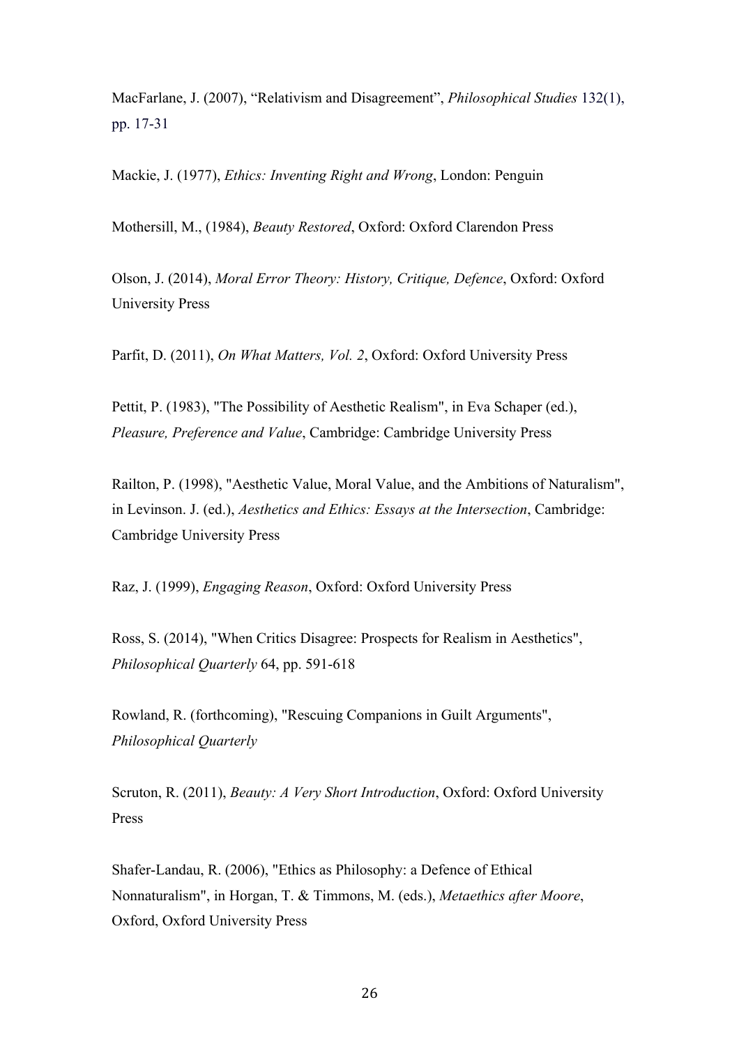MacFarlane, J. (2007), “Relativism and Disagreement”, *Philosophical Studies* 132(1), pp. 17-31

Mackie, J. (1977), *Ethics: Inventing Right and Wrong*, London: Penguin

Mothersill, M., (1984), *Beauty Restored*, Oxford: Oxford Clarendon Press

Olson, J. (2014), *Moral Error Theory: History, Critique, Defence*, Oxford: Oxford University Press

Parfit, D. (2011), *On What Matters, Vol. 2*, Oxford: Oxford University Press

Pettit, P. (1983), "The Possibility of Aesthetic Realism", in Eva Schaper (ed.), *Pleasure, Preference and Value*, Cambridge: Cambridge University Press

Railton, P. (1998), "Aesthetic Value, Moral Value, and the Ambitions of Naturalism", in Levinson. J. (ed.), *Aesthetics and Ethics: Essays at the Intersection*, Cambridge: Cambridge University Press

Raz, J. (1999), *Engaging Reason*, Oxford: Oxford University Press

Ross, S. (2014), "When Critics Disagree: Prospects for Realism in Aesthetics", *Philosophical Quarterly* 64, pp. 591-618

Rowland, R. (forthcoming), "Rescuing Companions in Guilt Arguments", *Philosophical Quarterly*

Scruton, R. (2011), *Beauty: A Very Short Introduction*, Oxford: Oxford University Press

Shafer-Landau, R. (2006), "Ethics as Philosophy: a Defence of Ethical Nonnaturalism", in Horgan, T. & Timmons, M. (eds.), *Metaethics after Moore*, Oxford, Oxford University Press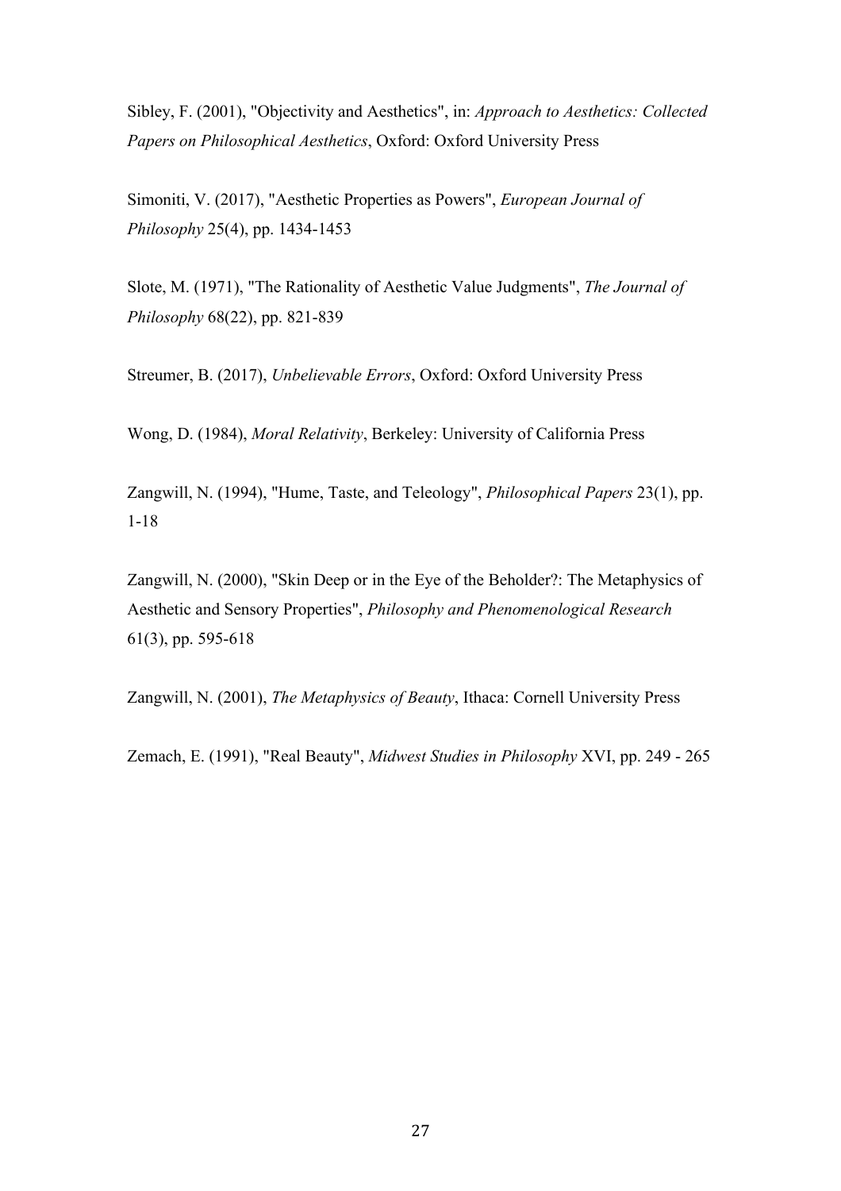Sibley, F. (2001), "Objectivity and Aesthetics", in: *Approach to Aesthetics: Collected Papers on Philosophical Aesthetics*, Oxford: Oxford University Press

Simoniti, V. (2017), "Aesthetic Properties as Powers", *European Journal of Philosophy* 25(4), pp. 1434-1453

Slote, M. (1971), "The Rationality of Aesthetic Value Judgments", *The Journal of Philosophy* 68(22), pp. 821-839

Streumer, B. (2017), *Unbelievable Errors*, Oxford: Oxford University Press

Wong, D. (1984), *Moral Relativity*, Berkeley: University of California Press

Zangwill, N. (1994), "Hume, Taste, and Teleology", *Philosophical Papers* 23(1), pp. 1-18

Zangwill, N. (2000), "Skin Deep or in the Eye of the Beholder?: The Metaphysics of Aesthetic and Sensory Properties", *Philosophy and Phenomenological Research* 61(3), pp. 595-618

Zangwill, N. (2001), *The Metaphysics of Beauty*, Ithaca: Cornell University Press

Zemach, E. (1991), "Real Beauty", *Midwest Studies in Philosophy* XVI, pp. 249 - 265